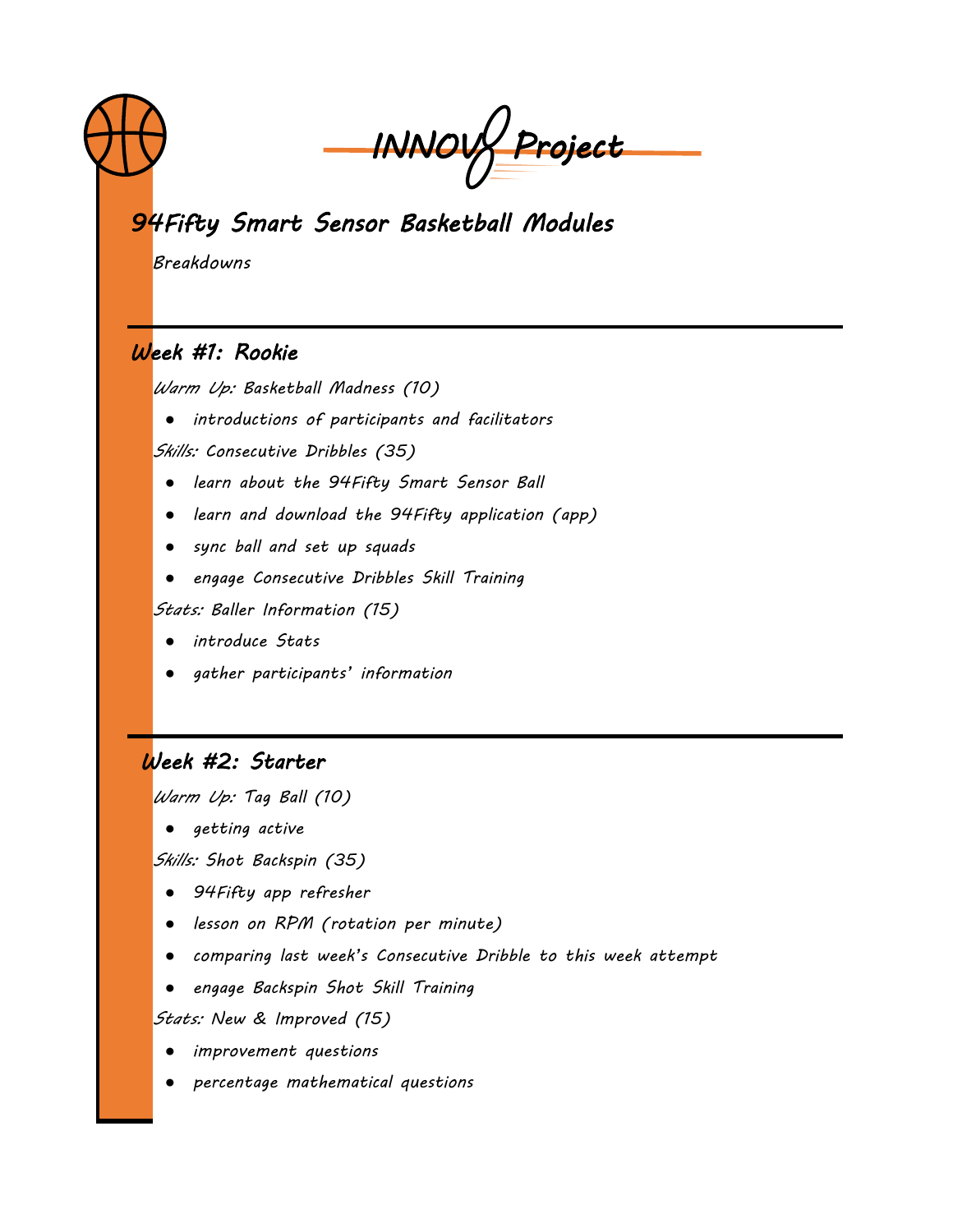# INNOV8 Project

## 94Fifty Smart Sensor Basketball Modules

*Breakdowns*

---

### Week #1: Rookie

*Warm Up:* Basketball Madness (10)

- introductions of participants and facilitators

*Skills:* Consecutive Dribbles (35)

- learn about the 94Fifty Smart Sensor Ball
- learn and download the 94Fifty application (app)
- sync ball and set up squads
- engage Consecutive Dribbles Skill Training

*Stats:* Baller Information (15)

- introduce Stats
- gather participants' information

---

### Week #2: Starter

*Warm Up:* Tag Ball (10)

- getting active

*Skills:* Shot Backspin (35)

- 94Fifty app refresher
- lesson on RPM (rotation per minute)
- comparing last week's Consecutive Dribble to this week attempt
- engage Backspin Shot Skill Training

*Stats:* New & Improved (15)

- improvement questions
- percentage mathematical questions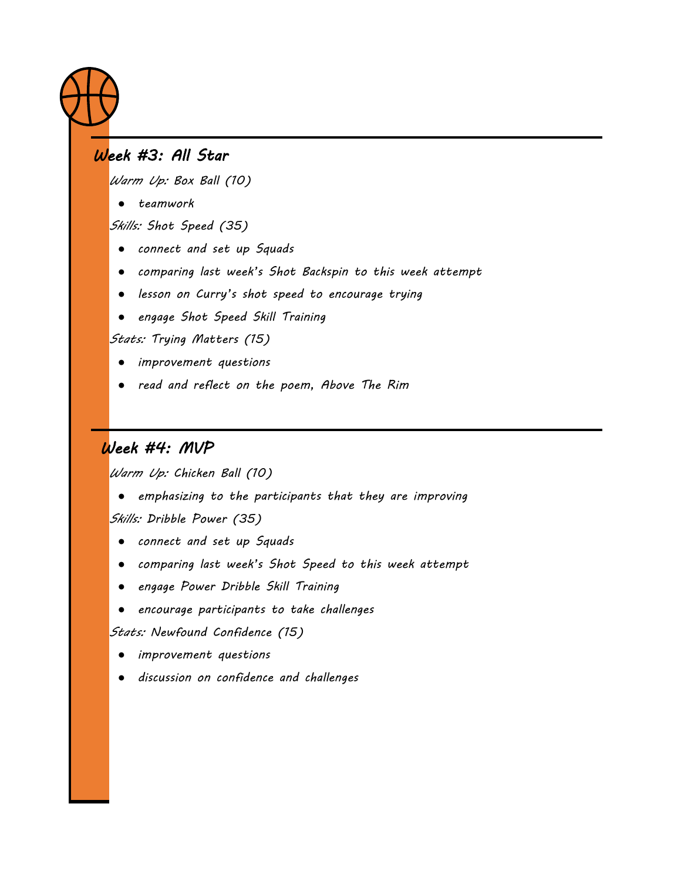## Week #3: All Star

*Warm Up:* Box Ball (10)

- teamwork

*Skills:* Shot Speed (35)

- connect and set up Squads
- comparing last week's Shot Backspin to this week attempt
- lesson on Curry's shot speed to encourage trying
- engage Shot Speed Skill Training

*Stats:* Trying Matters (15)

- improvement questions
- read and reflect on the poem, Above The Rim

## Week #4: MVP

*Warm Up:* Chicken Ball (10)

- emphasizing to the participants that they are improving

*Skills:* Dribble Power (35)

- connect and set up Squads
- comparing last week's Shot Speed to this week attempt
- engage Power Dribble Skill Training
- encourage participants to take challenges

*Stats:* Newfound Confidence (15)

- improvement questions
- discussion on confidence and challenges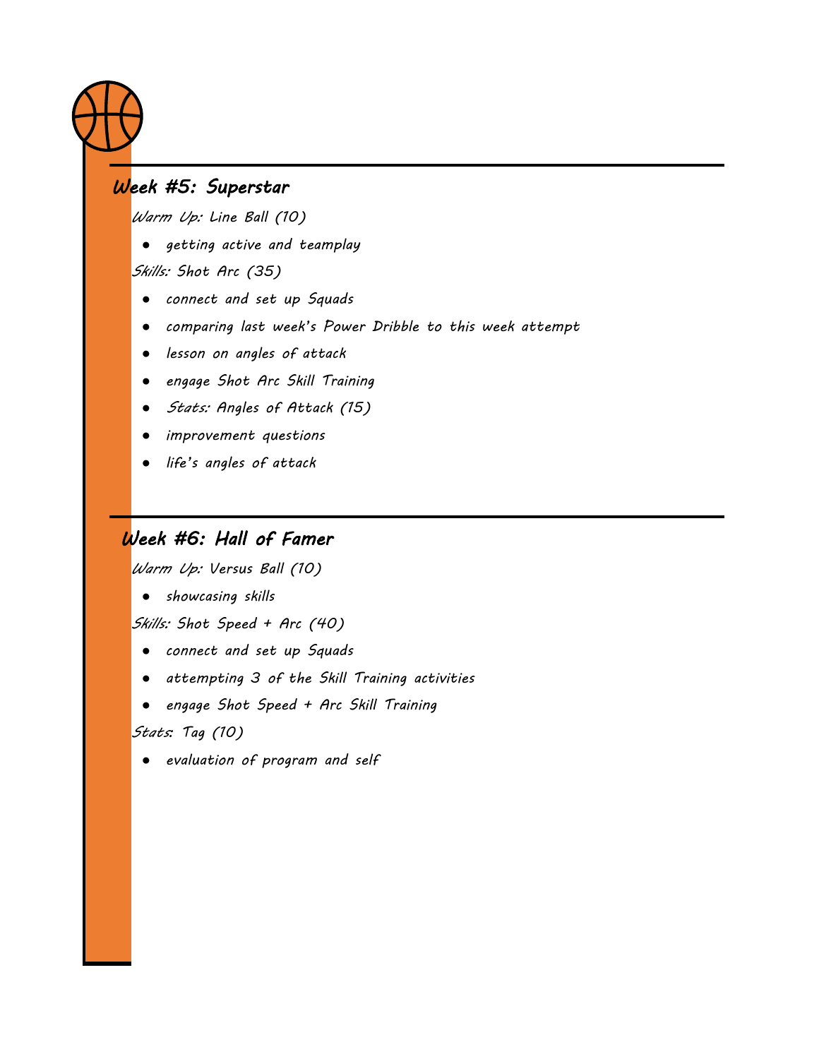## *Week #5: Superstar*

*Warm Up:* Line Ball (10)

- *getting active and teamplay*

*Skills:* Shot Arc (35)

- *connect and set up Squads*
- *comparing last week's Power Dribble to this week attempt*
- *lesson on angles of attack*
- *engage Shot Arc Skill Training*
- *Stats:* Angles of Attack (15)
- *improvement questions*
- *life's angles of attack*

## *Week #6: Hall of Famer*

*Warm Up:* Versus Ball (10)

- *showcasing skills*

*Skills:* Shot Speed + Arc (40)

- *connect and set up Squads*
- *attempting 3 of the Skill Training activities*
- *engage Shot Speed + Arc Skill Training*

*Stats*: Tag (10)

- *evaluation of program and self*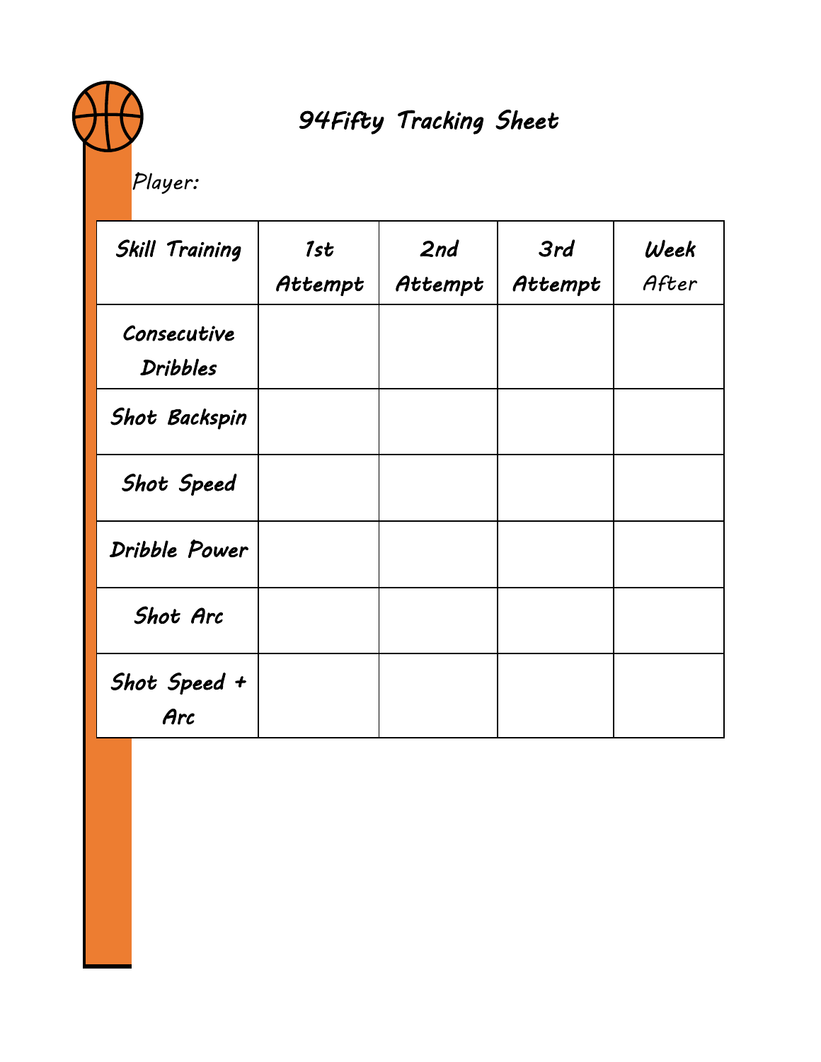# 94Fifty Tracking Sheet

Player:

| Skill Training | 1st Attempt | 2nd Attempt | 3rd Attempt | Week After |
|---|---|---|---|---|
| Consecutive Dribbles | | | | |
| Shot Backspin | | | | |
| Shot Speed | | | | |
| Dribble Power | | | | |
| Shot Arc | | | | |
| Shot Speed + Arc | | | | |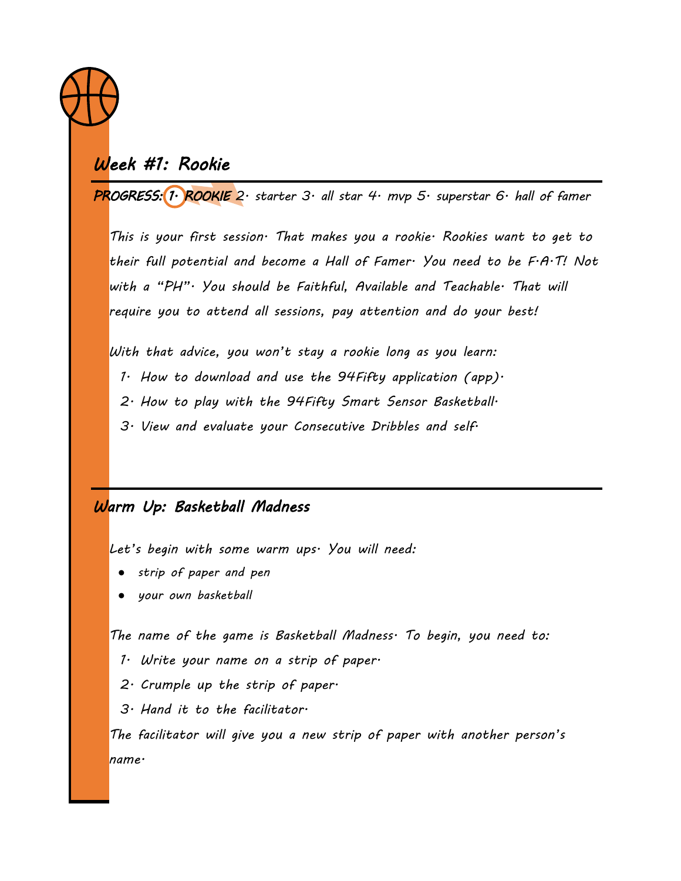## Week #1: Rookie

**PROGRESS: 1. ROOKIE** 2. starter 3. all star 4. mvp 5. superstar 6. hall of famer

*This is your first session. That makes you a rookie. Rookies want to get to their full potential and become a Hall of Famer. You need to be F.A.T! Not with a "PH". You should be Faithful, Available and Teachable. That will require you to attend all sessions, pay attention and do your best!*

*With that advice, you won't stay a rookie long as you learn:*

1. *How to download and use the 94Fifty application (app).*
2. *How to play with the 94Fifty Smart Sensor Basketball.*
3. *View and evaluate your Consecutive Dribbles and self.*

## Warm Up: Basketball Madness

*Let's begin with some warm ups. You will need:*

- *strip of paper and pen*
- *your own basketball*

*The name of the game is Basketball Madness. To begin, you need to:*

1. *Write your name on a strip of paper.*
2. *Crumple up the strip of paper.*
3. *Hand it to the facilitator.*

*The facilitator will give you a new strip of paper with another person's name.*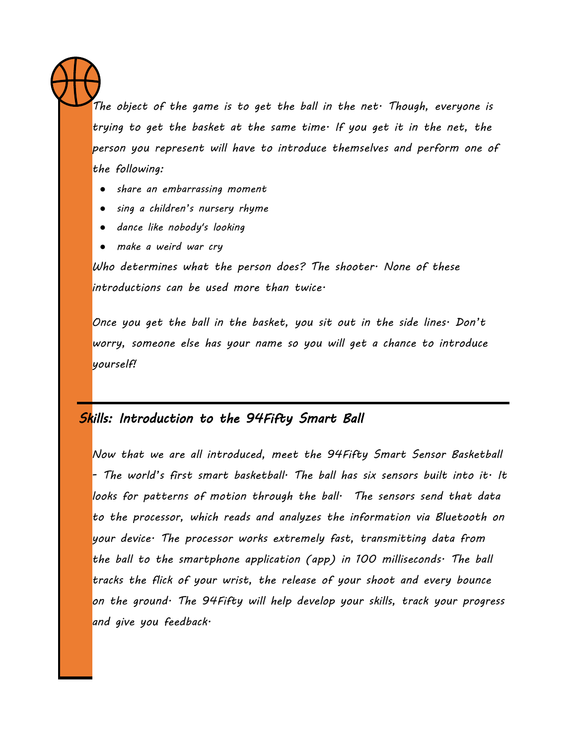The object of the game is to get the ball in the net. Though, everyone is trying to get the basket at the same time. If you get it in the net, the person you represent will have to introduce themselves and perform one of the following:

- share an embarrassing moment
- sing a children's nursery rhyme
- dance like nobody's looking
- make a weird war cry

Who determines what the person does? The shooter. None of these introductions can be used more than twice.

Once you get the ball in the basket, you sit out in the side lines. Don't worry, someone else has your name so you will get a chance to introduce yourself!

## Skills: Introduction to the 94Fifty Smart Ball

Now that we are all introduced, meet the 94Fifty Smart Sensor Basketball - The world's first smart basketball. The ball has six sensors built into it. It looks for patterns of motion through the ball. The sensors send that data to the processor, which reads and analyzes the information via Bluetooth on your device. The processor works extremely fast, transmitting data from the ball to the smartphone application (app) in 100 milliseconds. The ball tracks the flick of your wrist, the release of your shoot and every bounce on the ground. The 94Fifty will help develop your skills, track your progress and give you feedback.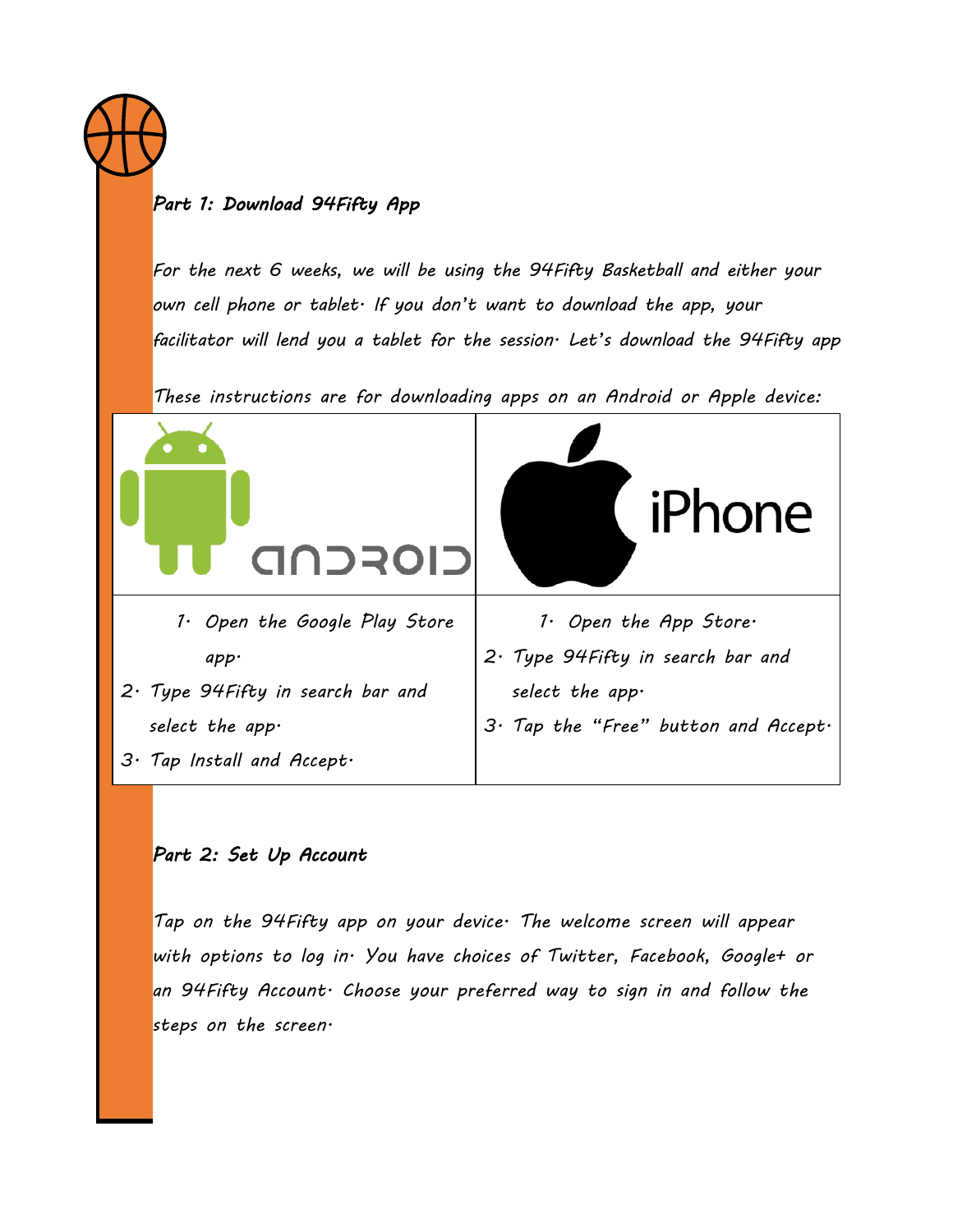## *Part 1: Download 94Fifty App*

*For the next 6 weeks, we will be using the 94Fifty Basketball and either your own cell phone or tablet. If you don't want to download the app, your facilitator will lend you a tablet for the session. Let's download the 94Fifty app*

*These instructions are for downloading apps on an Android or Apple device:*

| android | iPhone |
|---|---|
| 1. Open the Google Play Store app.<br>2. Type 94Fifty in search bar and select the app.<br>3. Tap Install and Accept. | 1. Open the App Store.<br>2. Type 94Fifty in search bar and select the app.<br>3. Tap the "Free" button and Accept. |

## *Part 2: Set Up Account*

*Tap on the 94Fifty app on your device. The welcome screen will appear with options to log in. You have choices of Twitter, Facebook, Google+ or an 94Fifty Account. Choose your preferred way to sign in and follow the steps on the screen.*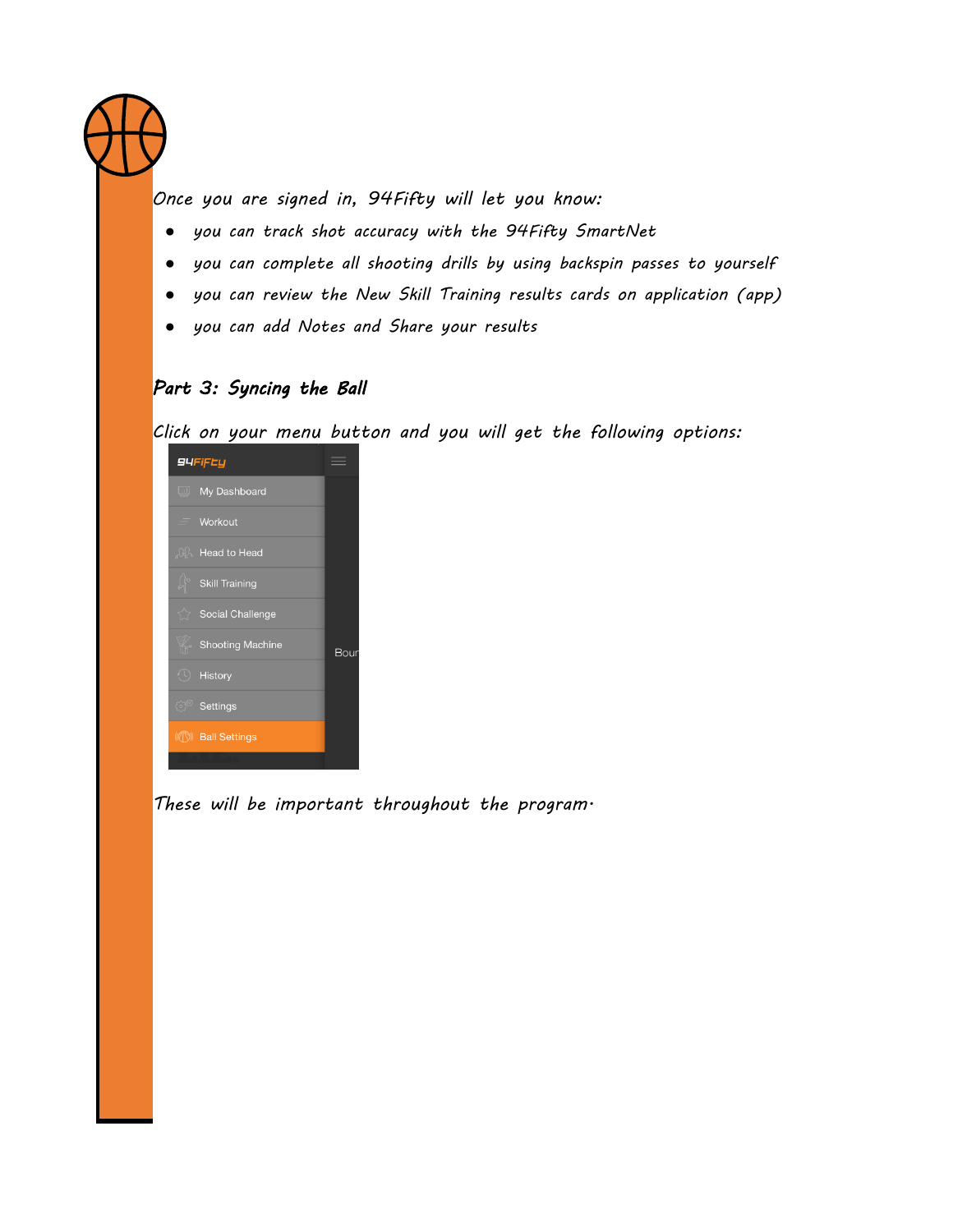*Once you are signed in, 94Fifty will let you know:*

- *you can track shot accuracy with the 94Fifty SmartNet*
- *you can complete all shooting drills by using backspin passes to yourself*
- *you can review the New Skill Training results cards on application (app)*
- *you can add Notes and Share your results*

## *Part 3: Syncing the Ball*

*Click on your menu button and you will get the following options:*

- My Dashboard
- Workout
- Head to Head
- Skill Training
- Social Challenge
- Shooting Machine
- History
- Settings
- Ball Settings

*These will be important throughout the program.*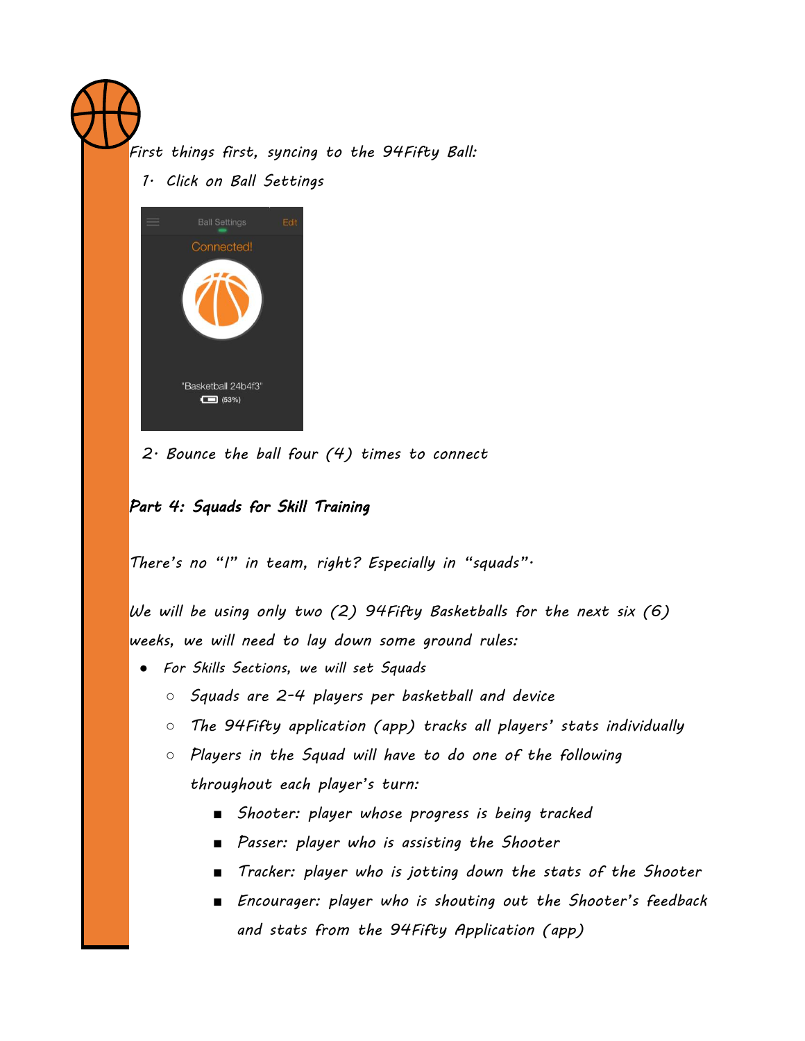*First things first, syncing to the 94Fifty Ball:*

1. *Click on Ball Settings*

2. *Bounce the ball four (4) times to connect*

## *Part 4: Squads for Skill Training*

*There's no "I" in team, right? Especially in "squads".*

*We will be using only two (2) 94Fifty Basketballs for the next six (6) weeks, we will need to lay down some ground rules:*

- *For Skills Sections, we will set Squads*
  - *Squads are 2-4 players per basketball and device*
  - *The 94Fifty application (app) tracks all players' stats individually*
  - *Players in the Squad will have to do one of the following throughout each player's turn:*
    - *Shooter: player whose progress is being tracked*
    - *Passer: player who is assisting the Shooter*
    - *Tracker: player who is jotting down the stats of the Shooter*
    - *Encourager: player who is shouting out the Shooter's feedback and stats from the 94Fifty Application (app)*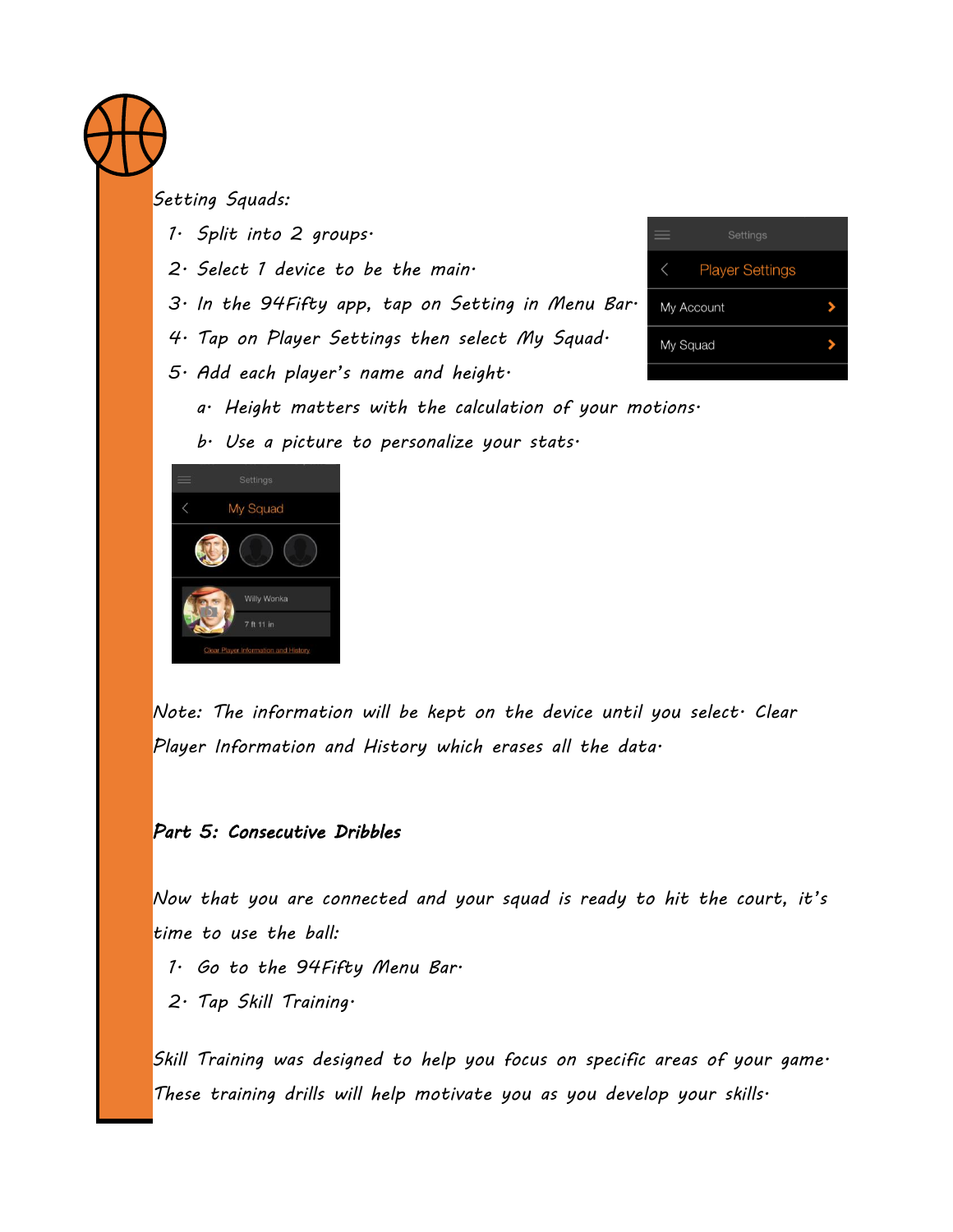Setting Squads:

1. Split into 2 groups.
2. Select 1 device to be the main.
3. In the 94Fifty app, tap on Setting in Menu Bar.
4. Tap on Player Settings then select My Squad.
5. Add each player's name and height.
   a. Height matters with the calculation of your motions.
   b. Use a picture to personalize your stats.

Note: The information will be kept on the device until you select. Clear Player Information and History which erases all the data.

## Part 5: Consecutive Dribbles

Now that you are connected and your squad is ready to hit the court, it's time to use the ball:

1. Go to the 94Fifty Menu Bar.
2. Tap Skill Training.

Skill Training was designed to help you focus on specific areas of your game. These training drills will help motivate you as you develop your skills.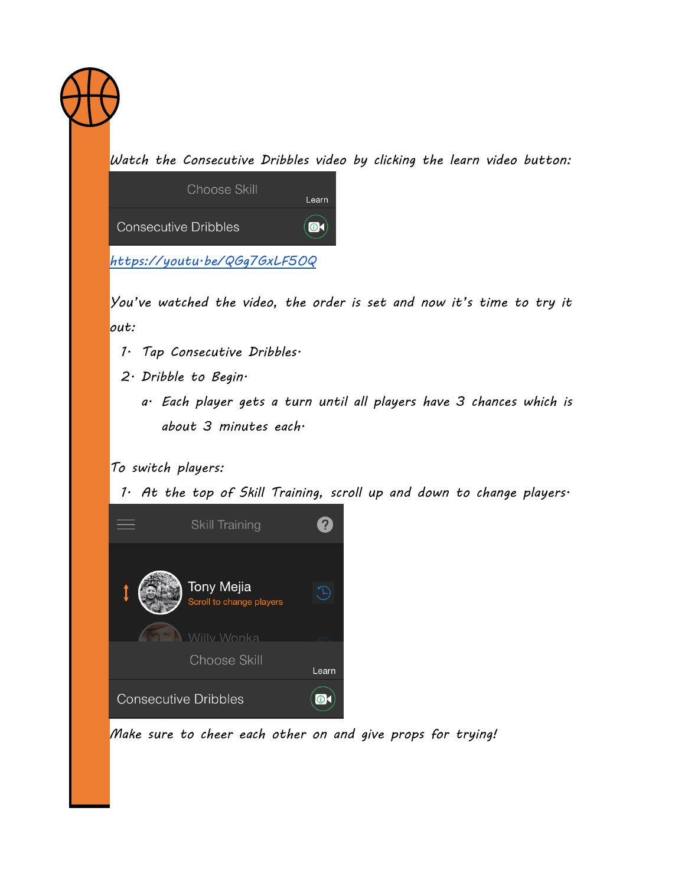Watch the Consecutive Dribbles video by clicking the learn video button:

Choose Skill

Learn

Consecutive Dribbles

https://youtu.be/QGg7GxLF5OQ

You've watched the video, the order is set and now it's time to try it out:

1. Tap Consecutive Dribbles.
2. Dribble to Begin.
   a. Each player gets a turn until all players have 3 chances which is about 3 minutes each.

To switch players:

1. At the top of Skill Training, scroll up and down to change players.

Skill Training

Tony Mejia

Scroll to change players

Willy Wonka

Choose Skill

Learn

Consecutive Dribbles

Make sure to cheer each other on and give props for trying!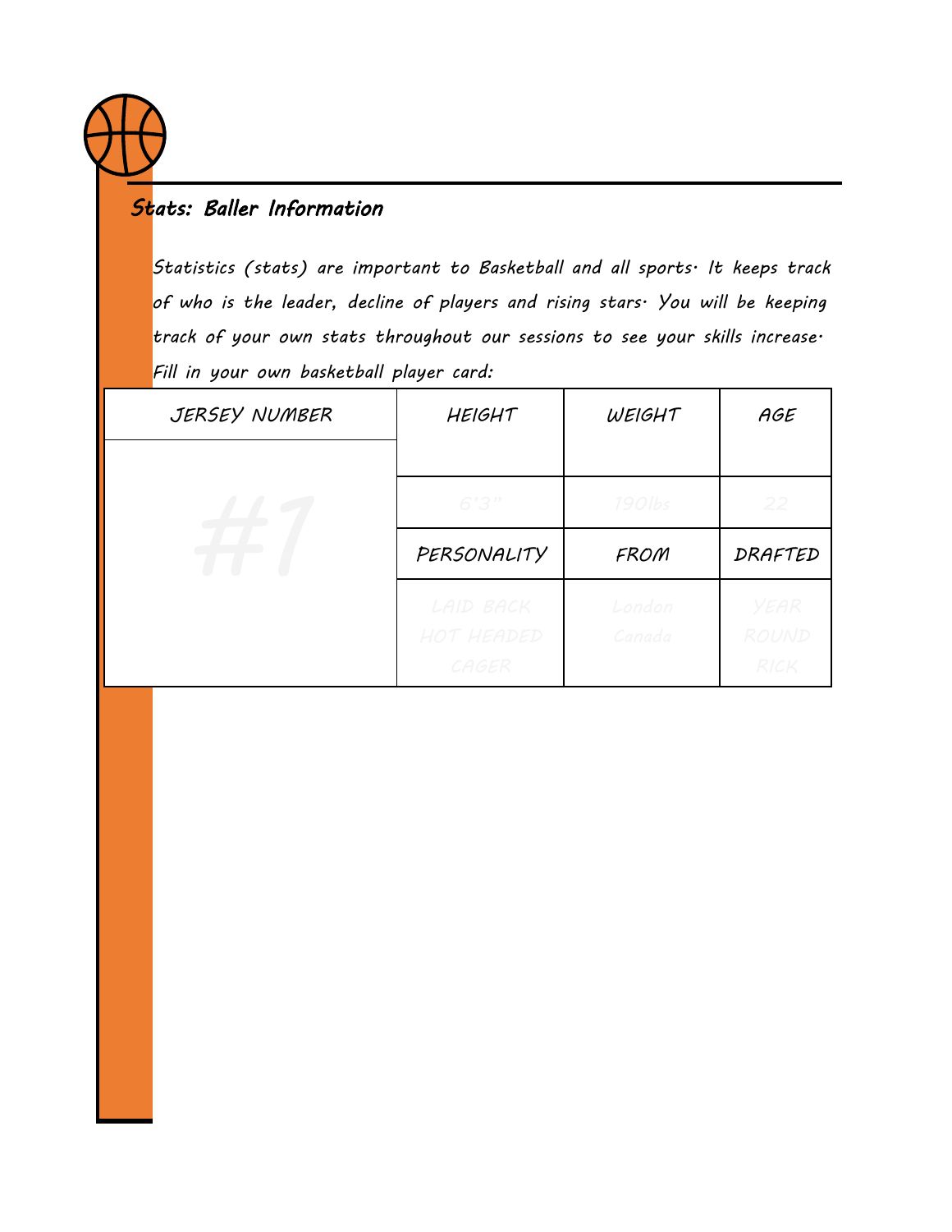## Stats: Baller Information

Statistics (stats) are important to Basketball and all sports. It keeps track of who is the leader, decline of players and rising stars. You will be keeping track of your own stats throughout our sessions to see your skills increase. Fill in your own basketball player card:

| JERSEY NUMBER | HEIGHT | WEIGHT | AGE |
|---|---|---|---|
| #1 | 6'3" | 190lbs | 22 |
| | PERSONALITY | FROM | DRAFTED |
| | LAID BACK HOT HEADED CAGER | London Canada | YEAR ROUND RICK |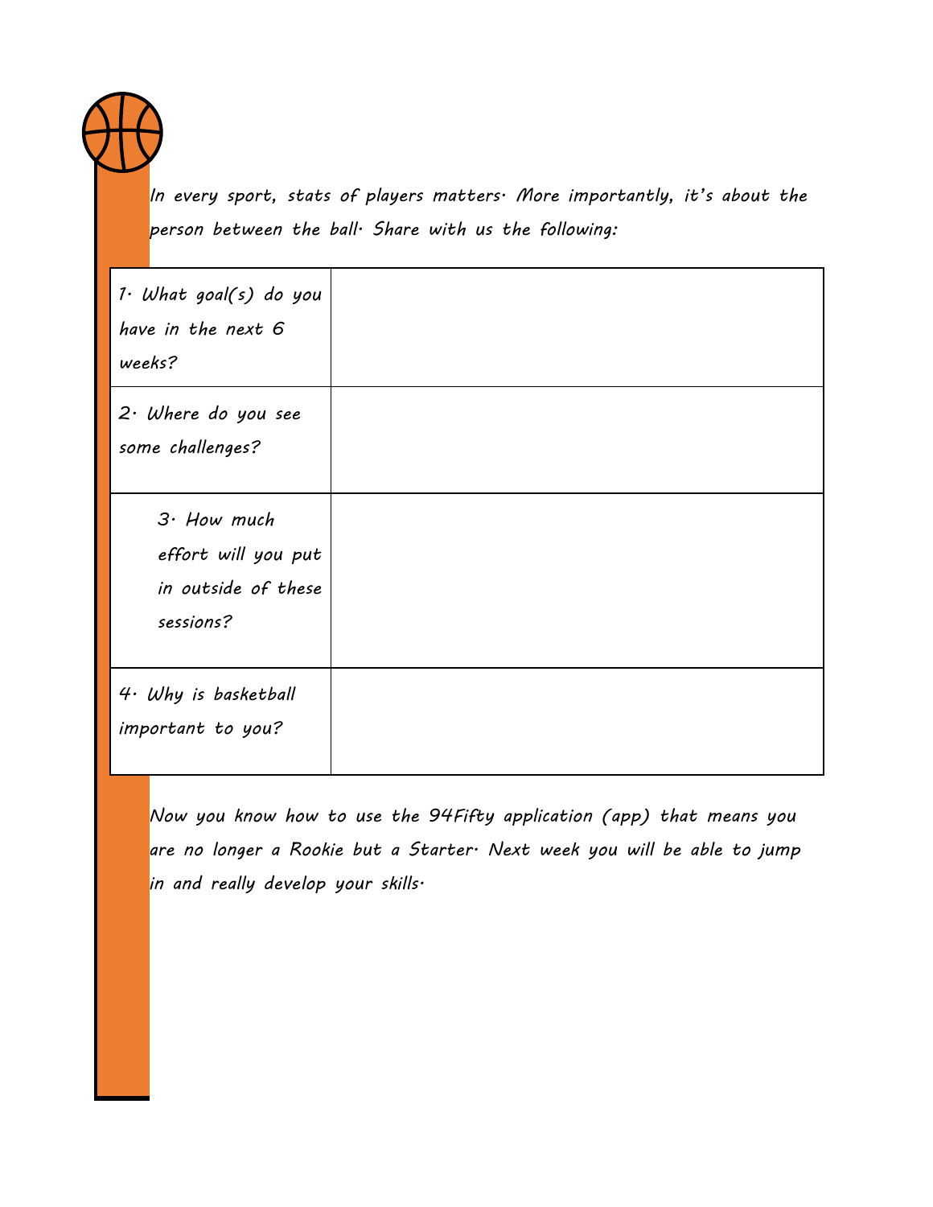*In every sport, stats of players matters. More importantly, it's about the person between the ball. Share with us the following:*

| | |
|---|---|
| *1. What goal(s) do you have in the next 6 weeks?* | |
| *2. Where do you see some challenges?* | |
| *3. How much effort will you put in outside of these sessions?* | |
| *4. Why is basketball important to you?* | |

*Now you know how to use the 94Fifty application (app) that means you are no longer a Rookie but a Starter. Next week you will be able to jump in and really develop your skills.*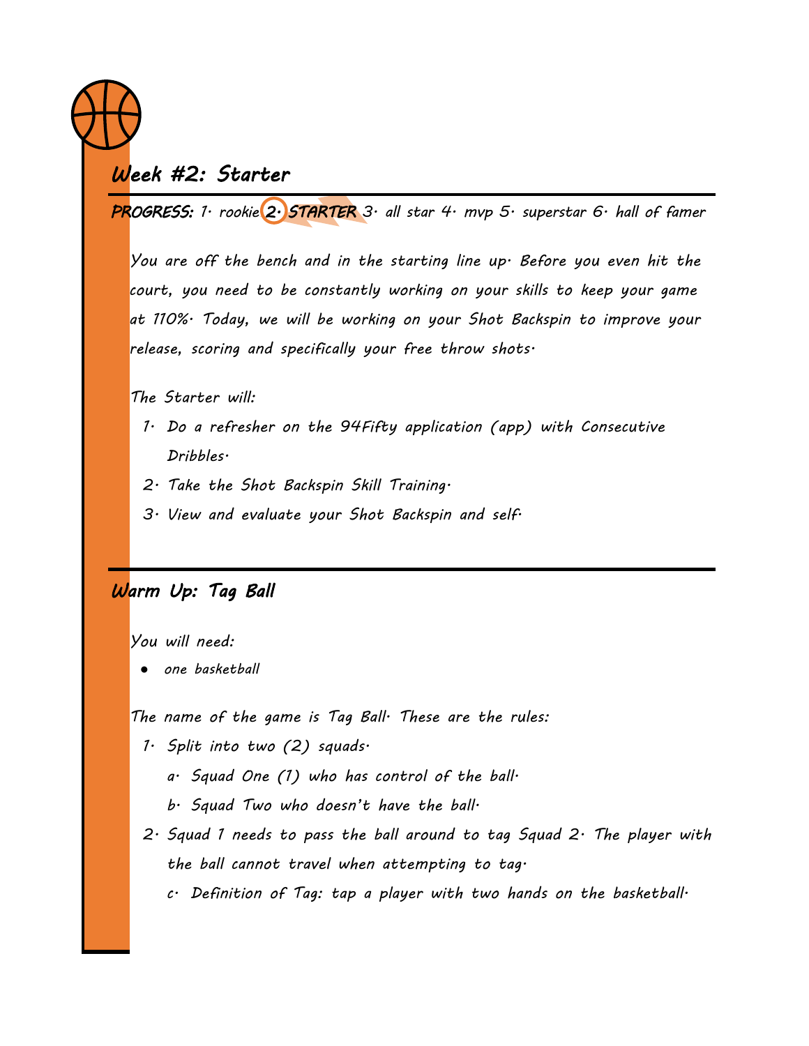## Week #2: Starter

**PROGRESS:** 1. rookie **2. STARTER** 3. all star 4. mvp 5. superstar 6. hall of famer

You are off the bench and in the starting line up. Before you even hit the court, you need to be constantly working on your skills to keep your game at 110%. Today, we will be working on your Shot Backspin to improve your release, scoring and specifically your free throw shots.

The Starter will:

1. Do a refresher on the 94Fifty application (app) with Consecutive Dribbles.
2. Take the Shot Backspin Skill Training.
3. View and evaluate your Shot Backspin and self.

## Warm Up: Tag Ball

You will need:

- one basketball

The name of the game is Tag Ball. These are the rules:

1. Split into two (2) squads.
   a. Squad One (1) who has control of the ball.
   b. Squad Two who doesn't have the ball.
2. Squad 1 needs to pass the ball around to tag Squad 2. The player with the ball cannot travel when attempting to tag.
   c. Definition of Tag: tap a player with two hands on the basketball.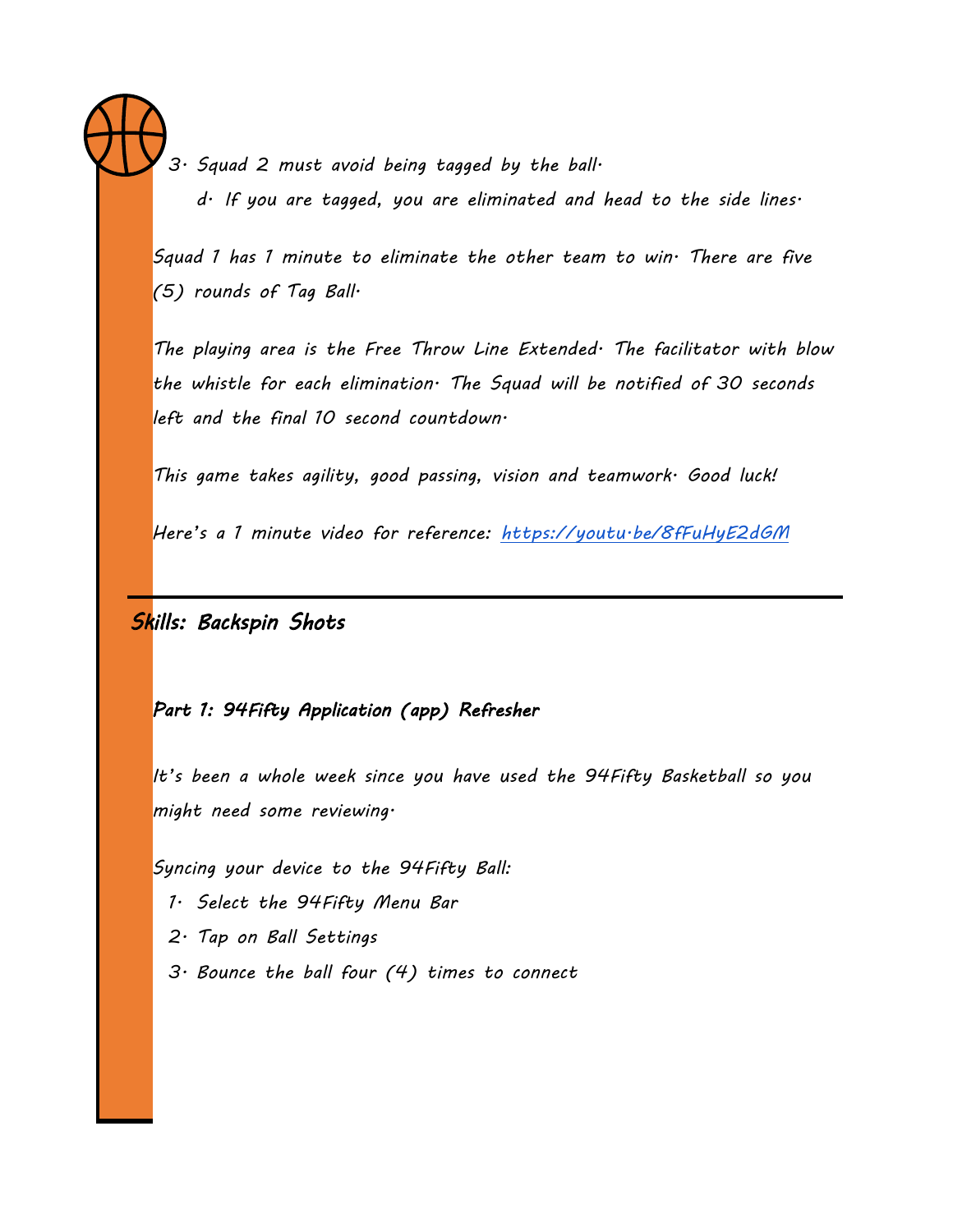3. Squad 2 must avoid being tagged by the ball.
    d. If you are tagged, you are eliminated and head to the side lines.

Squad 1 has 1 minute to eliminate the other team to win. There are five (5) rounds of Tag Ball.

The playing area is the Free Throw Line Extended. The facilitator with blow the whistle for each elimination. The Squad will be notified of 30 seconds left and the final 10 second countdown.

This game takes agility, good passing, vision and teamwork. Good luck!

Here's a 1 minute video for reference: [https://youtu.be/8fFuHyE2dGM](https://youtu.be/8fFuHyE2dGM)

---

## Skills: Backspin Shots

### Part 1: 94Fifty Application (app) Refresher

It's been a whole week since you have used the 94Fifty Basketball so you might need some reviewing.

Syncing your device to the 94Fifty Ball:

1. Select the 94Fifty Menu Bar
2. Tap on Ball Settings
3. Bounce the ball four (4) times to connect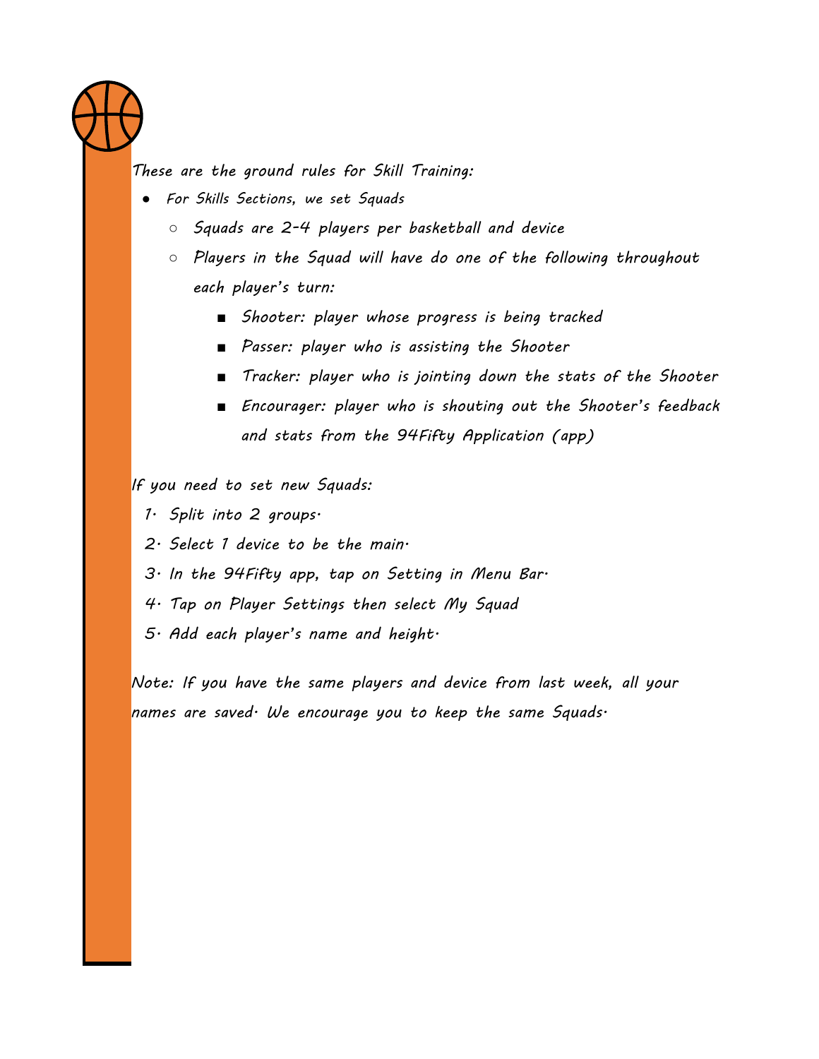*These are the ground rules for Skill Training:*

- *For Skills Sections, we set Squads*
  - *Squads are 2-4 players per basketball and device*
  - *Players in the Squad will have do one of the following throughout each player's turn:*
    - *Shooter: player whose progress is being tracked*
    - *Passer: player who is assisting the Shooter*
    - *Tracker: player who is jointing down the stats of the Shooter*
    - *Encourager: player who is shouting out the Shooter's feedback and stats from the 94Fifty Application (app)*

*If you need to set new Squads:*

1. *Split into 2 groups.*
2. *Select 1 device to be the main.*
3. *In the 94Fifty app, tap on Setting in Menu Bar.*
4. *Tap on Player Settings then select My Squad*
5. *Add each player's name and height.*

*Note: If you have the same players and device from last week, all your names are saved. We encourage you to keep the same Squads.*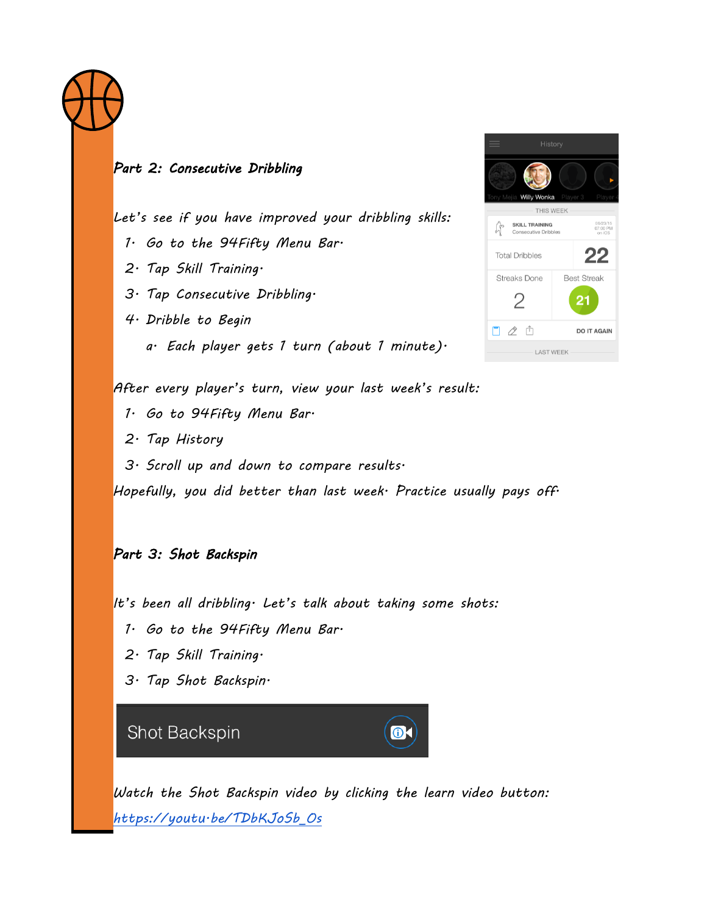## Part 2: Consecutive Dribbling

Let's see if you have improved your dribbling skills:

1. Go to the 94Fifty Menu Bar.
2. Tap Skill Training.
3. Tap Consecutive Dribbling.
4. Dribble to Begin
   a. Each player gets 1 turn (about 1 minute).

After every player's turn, view your last week's result:

1. Go to 94Fifty Menu Bar.
2. Tap History
3. Scroll up and down to compare results.

Hopefully, you did better than last week. Practice usually pays off.

## Part 3: Shot Backspin

It's been all dribbling. Let's talk about taking some shots:

1. Go to the 94Fifty Menu Bar.
2. Tap Skill Training.
3. Tap Shot Backspin.

Watch the Shot Backspin video by clicking the learn video button: https://youtu.be/TDbKJoSb_Os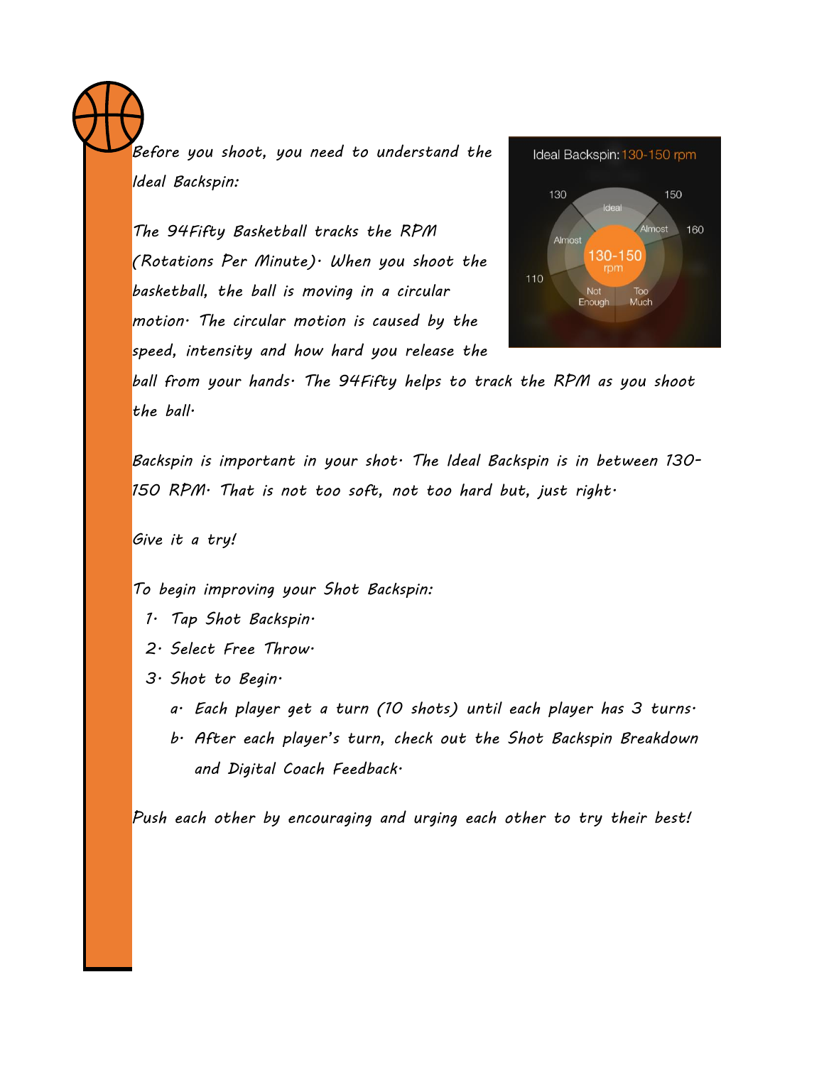Before you shoot, you need to understand the Ideal Backspin:

The 94Fifty Basketball tracks the RPM (Rotations Per Minute). When you shoot the basketball, the ball is moving in a circular motion. The circular motion is caused by the speed, intensity and how hard you release the ball from your hands. The 94Fifty helps to track the RPM as you shoot the ball.

Backspin is important in your shot. The Ideal Backspin is in between 130-150 RPM. That is not too soft, not too hard but, just right.

Give it a try!

To begin improving your Shot Backspin:

1. Tap Shot Backspin.
2. Select Free Throw.
3. Shot to Begin.
   a. Each player get a turn (10 shots) until each player has 3 turns.
   b. After each player's turn, check out the Shot Backspin Breakdown and Digital Coach Feedback.

Push each other by encouraging and urging each other to try their best!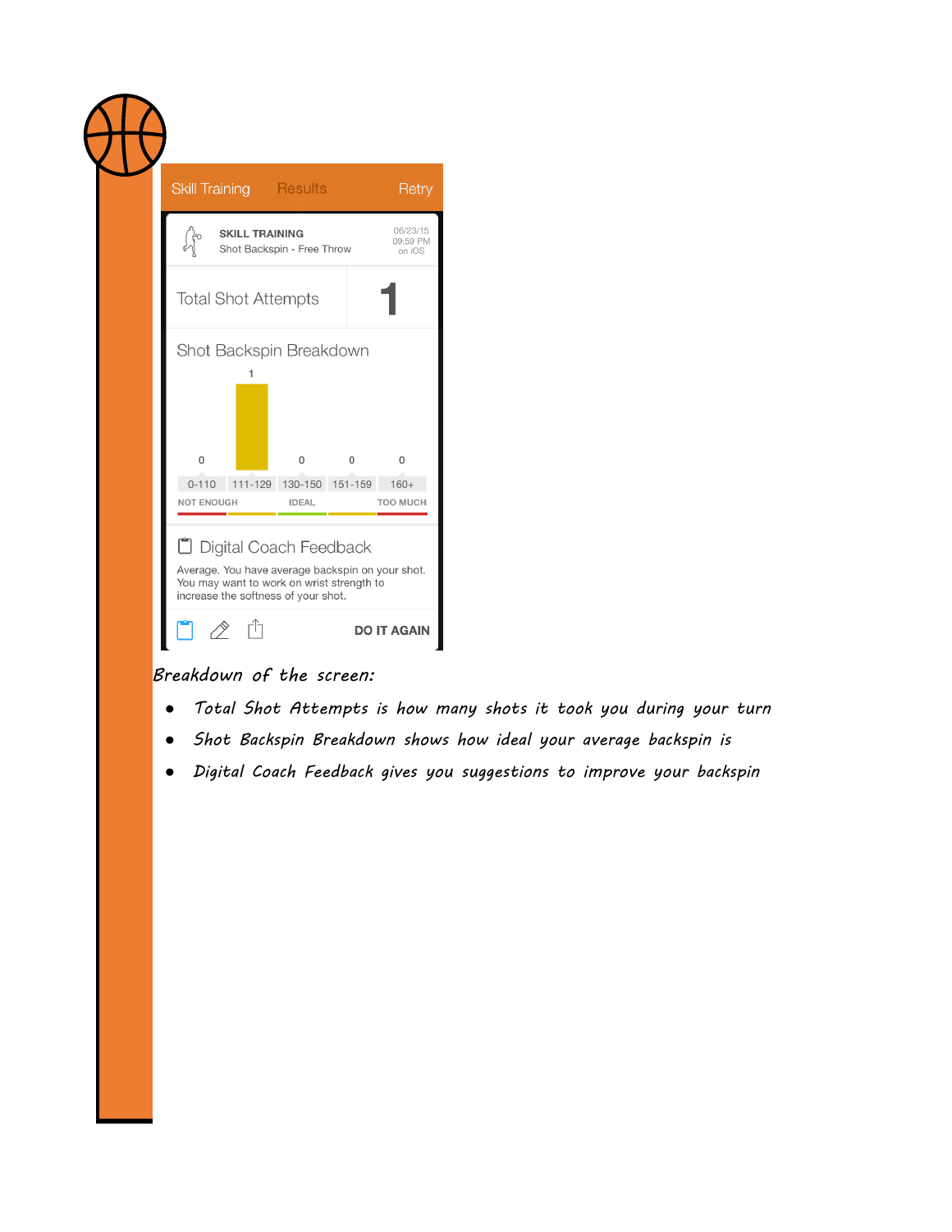Skill Training Results Retry

SKILL TRAINING
Shot Backspin - Free Throw

06/23/15
09:59 PM
on iOS

| Total Shot Attempts | 1 |
|---|---|

Shot Backspin Breakdown

| 0-110 | 111-129 | 130-150 | 151-159 | 160+ |
|---|---|---|---|---|
| 0 | 1 | 0 | 0 | 0 |

NOT ENOUGH IDEAL TOO MUCH

Digital Coach Feedback

Average. You have average backspin on your shot. You may want to work on wrist strength to increase the softness of your shot.

DO IT AGAIN

*Breakdown of the screen:*

- *Total Shot Attempts is how many shots it took you during your turn*
- *Shot Backspin Breakdown shows how ideal your average backspin is*
- *Digital Coach Feedback gives you suggestions to improve your backspin*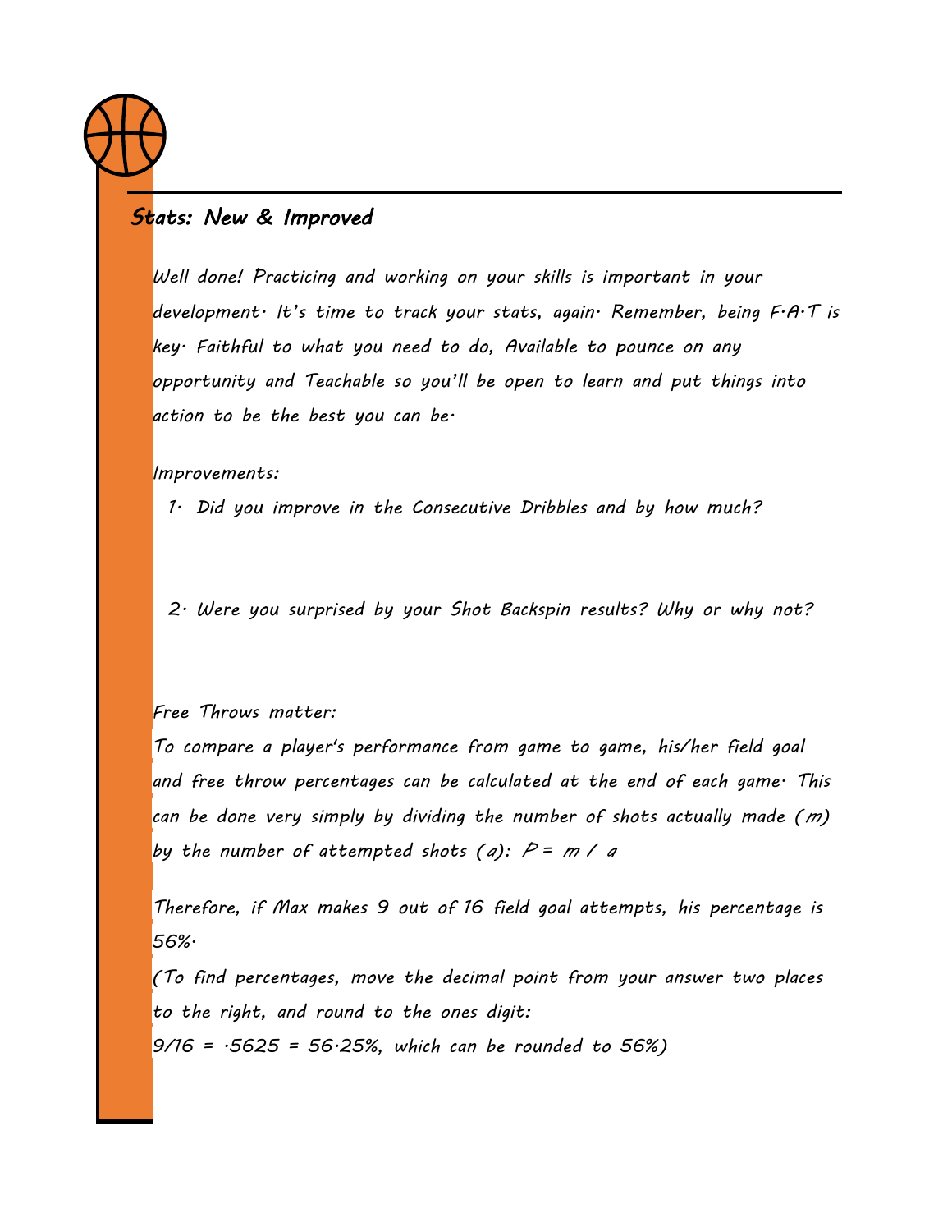## Stats: New & Improved

Well done! Practicing and working on your skills is important in your development. It's time to track your stats, again. Remember, being F.A.T is key. Faithful to what you need to do, Available to pounce on any opportunity and Teachable so you'll be open to learn and put things into action to be the best you can be.

Improvements:

1. Did you improve in the Consecutive Dribbles and by how much?

2. Were you surprised by your Shot Backspin results? Why or why not?

Free Throws matter:

To compare a player's performance from game to game, his/her field goal and free throw percentages can be calculated at the end of each game. This can be done very simply by dividing the number of shots actually made ($m$) by the number of attempted shots ($a$): $P = m / a$

Therefore, if Max makes 9 out of 16 field goal attempts, his percentage is 56%.

(To find percentages, move the decimal point from your answer two places to the right, and round to the ones digit:

$9/16 = .5625 = 56.25\%$, which can be rounded to 56%)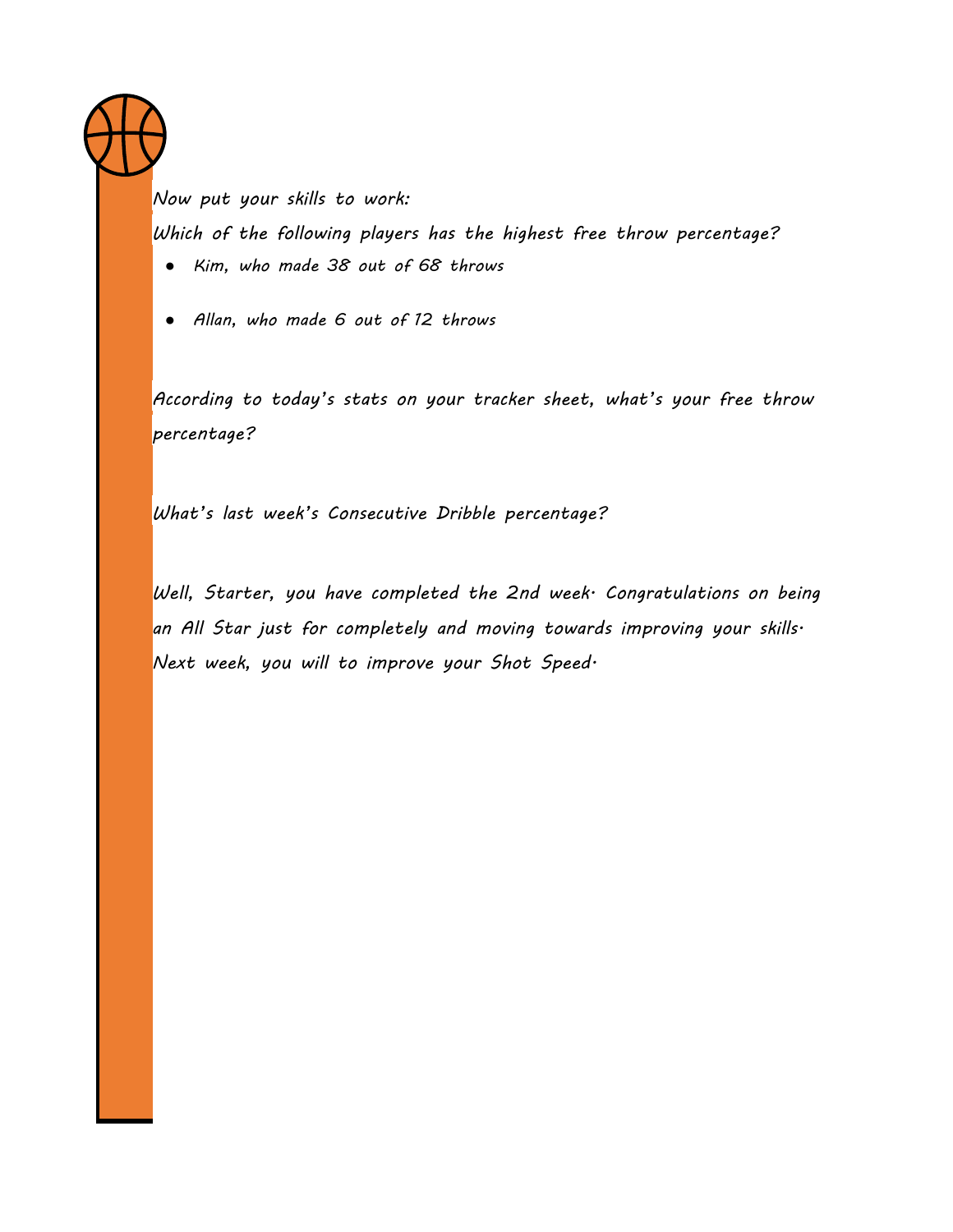*Now put your skills to work:*

*Which of the following players has the highest free throw percentage?*

- *Kim, who made 38 out of 68 throws*
- *Allan, who made 6 out of 12 throws*

*According to today's stats on your tracker sheet, what's your free throw percentage?*

*What's last week's Consecutive Dribble percentage?*

*Well, Starter, you have completed the 2nd week. Congratulations on being an All Star just for completely and moving towards improving your skills. Next week, you will to improve your Shot Speed.*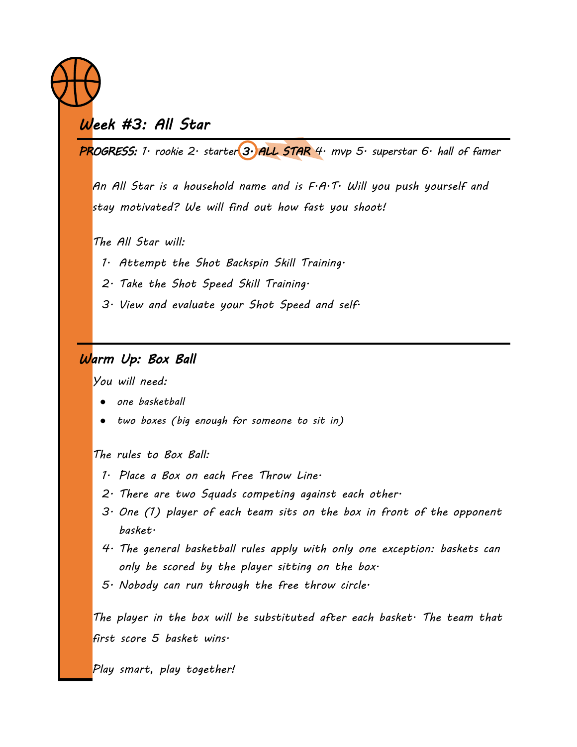## Week #3: All Star

**PROGRESS:** 1. rookie 2. starter **3. ALL STAR** 4. mvp 5. superstar 6. hall of famer

An All Star is a household name and is F.A.T. Will you push yourself and stay motivated? We will find out how fast you shoot!

The All Star will:

1. Attempt the Shot Backspin Skill Training.
2. Take the Shot Speed Skill Training.
3. View and evaluate your Shot Speed and self.

## Warm Up: Box Ball

You will need:

- one basketball
- two boxes (big enough for someone to sit in)

The rules to Box Ball:

1. Place a Box on each Free Throw Line.
2. There are two Squads competing against each other.
3. One (1) player of each team sits on the box in front of the opponent basket.
4. The general basketball rules apply with only one exception: baskets can only be scored by the player sitting on the box.
5. Nobody can run through the free throw circle.

The player in the box will be substituted after each basket. The team that first score 5 basket wins.

Play smart, play together!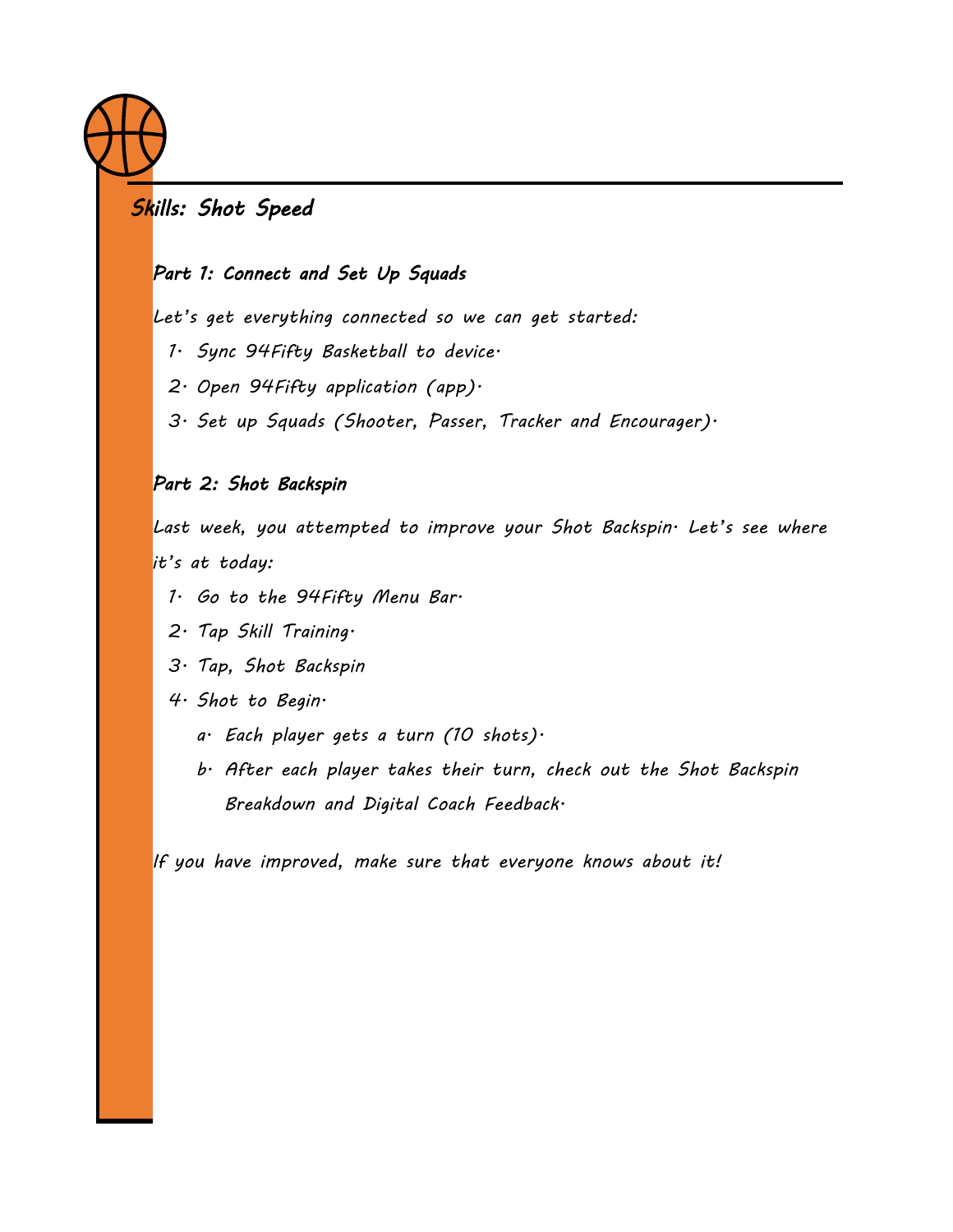## Skills: Shot Speed

### Part 1: Connect and Set Up Squads

Let's get everything connected so we can get started:

1. Sync 94Fifty Basketball to device.
2. Open 94Fifty application (app).
3. Set up Squads (Shooter, Passer, Tracker and Encourager).

### Part 2: Shot Backspin

Last week, you attempted to improve your Shot Backspin. Let's see where it's at today:

1. Go to the 94Fifty Menu Bar.
2. Tap Skill Training.
3. Tap, Shot Backspin
4. Shot to Begin.
   a. Each player gets a turn (10 shots).
   b. After each player takes their turn, check out the Shot Backspin Breakdown and Digital Coach Feedback.

If you have improved, make sure that everyone knows about it!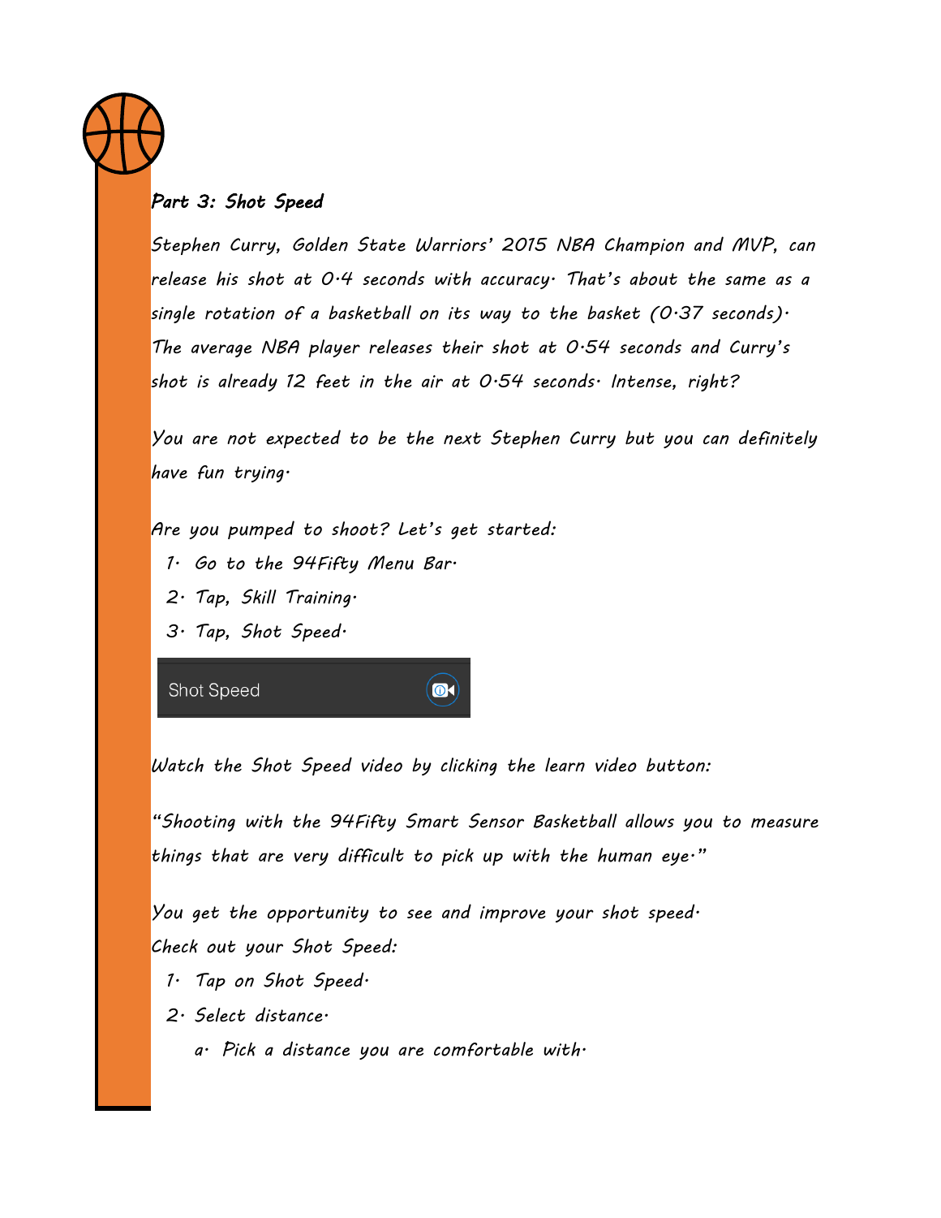## *Part 3: Shot Speed*

*Stephen Curry, Golden State Warriors' 2015 NBA Champion and MVP, can release his shot at 0.4 seconds with accuracy. That's about the same as a single rotation of a basketball on its way to the basket (0.37 seconds). The average NBA player releases their shot at 0.54 seconds and Curry's shot is already 12 feet in the air at 0.54 seconds. Intense, right?*

*You are not expected to be the next Stephen Curry but you can definitely have fun trying.*

*Are you pumped to shoot? Let's get started:*

1. *Go to the 94Fifty Menu Bar.*
2. *Tap, Skill Training.*
3. *Tap, Shot Speed.*

Shot Speed

*Watch the Shot Speed video by clicking the learn video button:*

*"Shooting with the 94Fifty Smart Sensor Basketball allows you to measure things that are very difficult to pick up with the human eye."*

*You get the opportunity to see and improve your shot speed.*
*Check out your Shot Speed:*

1. *Tap on Shot Speed.*
2. *Select distance.*
    a. *Pick a distance you are comfortable with.*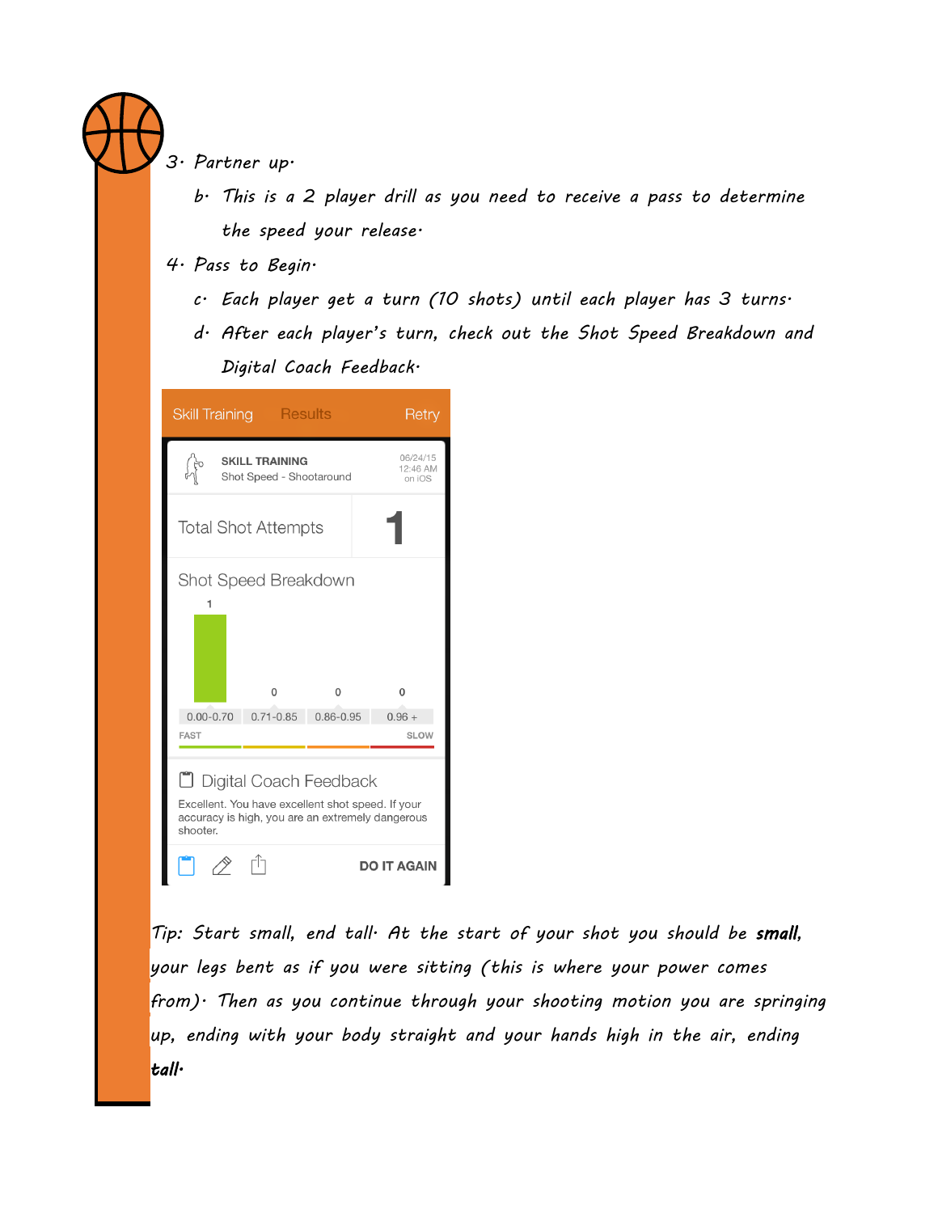3. Partner up.
   b. This is a 2 player drill as you need to receive a pass to determine the speed your release.
4. Pass to Begin.
   c. Each player get a turn (10 shots) until each player has 3 turns.
   d. After each player's turn, check out the Shot Speed Breakdown and Digital Coach Feedback.

Skill Training | Results | Retry

SKILL TRAINING
Shot Speed - Shootaround
06/24/15 12:46 AM on iOS

Total Shot Attempts: 1

Shot Speed Breakdown

| 0.00-0.70 | 0.71-0.85 | 0.86-0.95 | 0.96 + |
|---|---|---|---|
| 1 | 0 | 0 | 0 |

FAST — SLOW

Digital Coach Feedback

Excellent. You have excellent shot speed. If your accuracy is high, you are an extremely dangerous shooter.

DO IT AGAIN

*Tip: Start small, end tall. At the start of your shot you should be **small**, your legs bent as if you were sitting (this is where your power comes from). Then as you continue through your shooting motion you are springing up, ending with your body straight and your hands high in the air, ending **tall**.*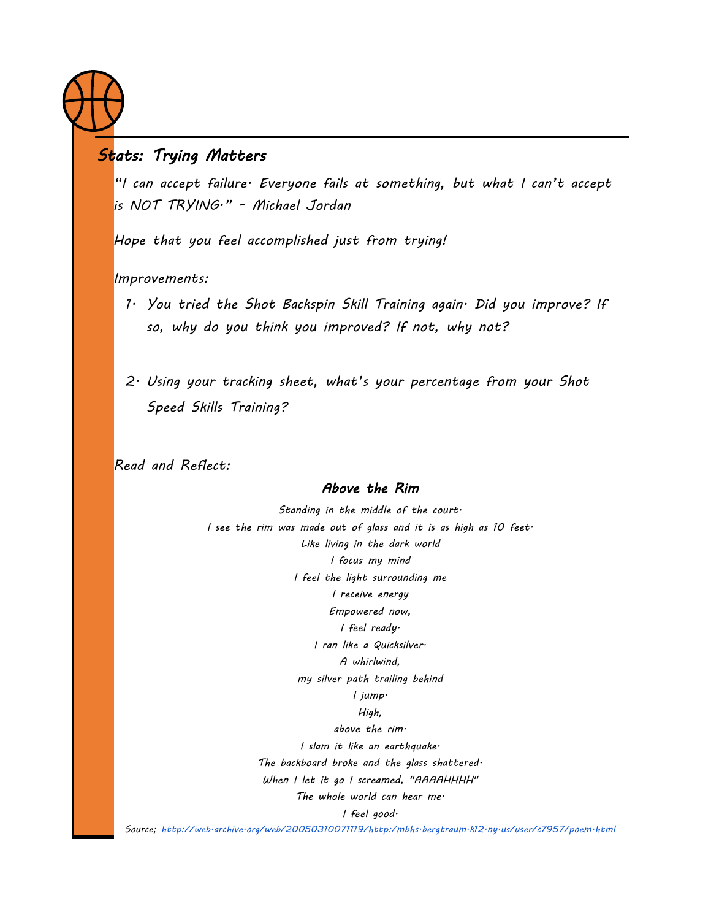## Stats: Trying Matters

"I can accept failure. Everyone fails at something, but what I can't accept is NOT TRYING." - Michael Jordan

Hope that you feel accomplished just from trying!

Improvements:

1. You tried the Shot Backspin Skill Training again. Did you improve? If so, why do you think you improved? If not, why not?

2. Using your tracking sheet, what's your percentage from your Shot Speed Skills Training?

Read and Reflect:

### Above the Rim

Standing in the middle of the court.
I see the rim was made out of glass and it is as high as 10 feet.
Like living in the dark world
I focus my mind
I feel the light surrounding me
I receive energy
Empowered now,
I feel ready.
I ran like a Quicksilver.
A whirlwind,
my silver path trailing behind
I jump.
High,
above the rim.
I slam it like an earthquake.
The backboard broke and the glass shattered.
When I let it go I screamed, "AAAAHHHH"
The whole world can hear me.
I feel good.

Source; http://web.archive.org/web/20050310071119/http://mbhs.bergtraum.k12.ny.us/user/c7957/poem.html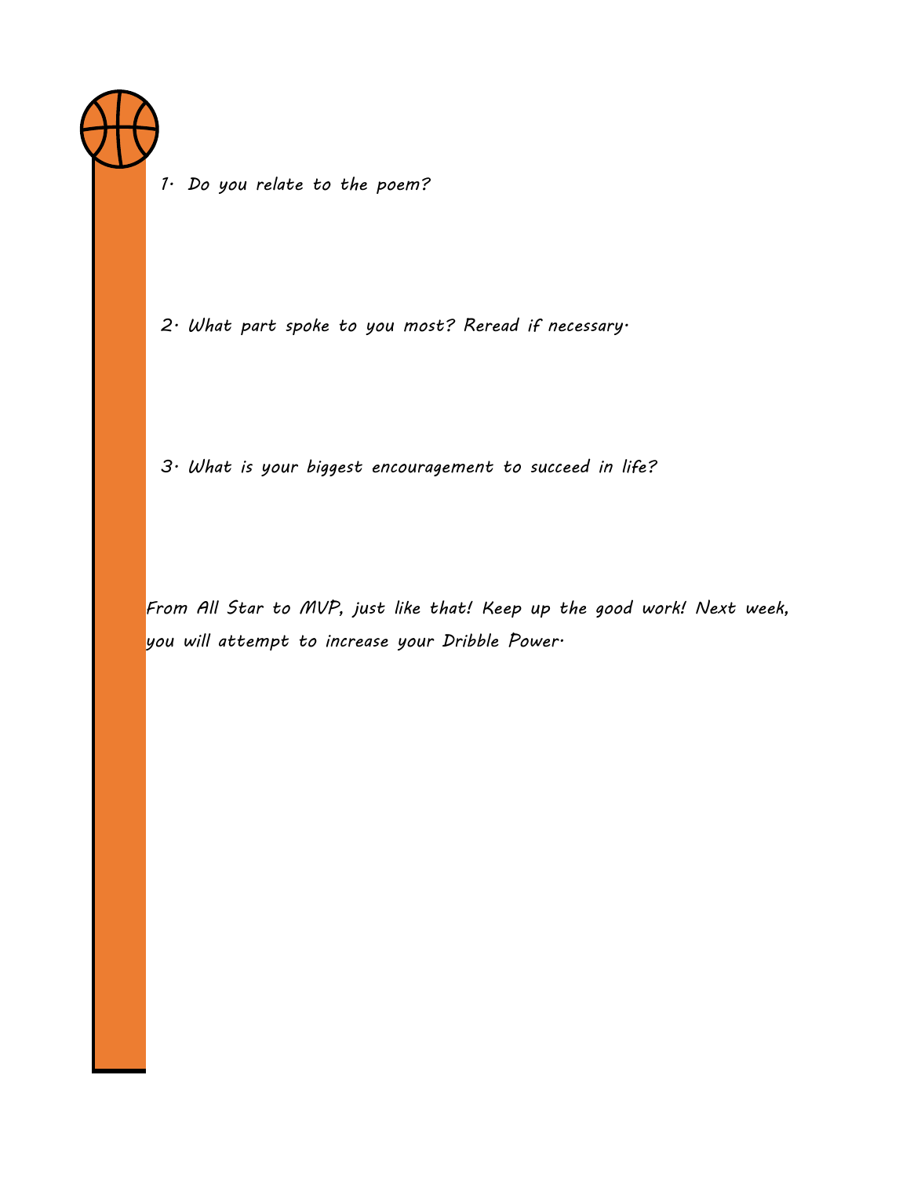1. Do you relate to the poem?

2. What part spoke to you most? Reread if necessary.

3. What is your biggest encouragement to succeed in life?

From All Star to MVP, just like that! Keep up the good work! Next week, you will attempt to increase your Dribble Power.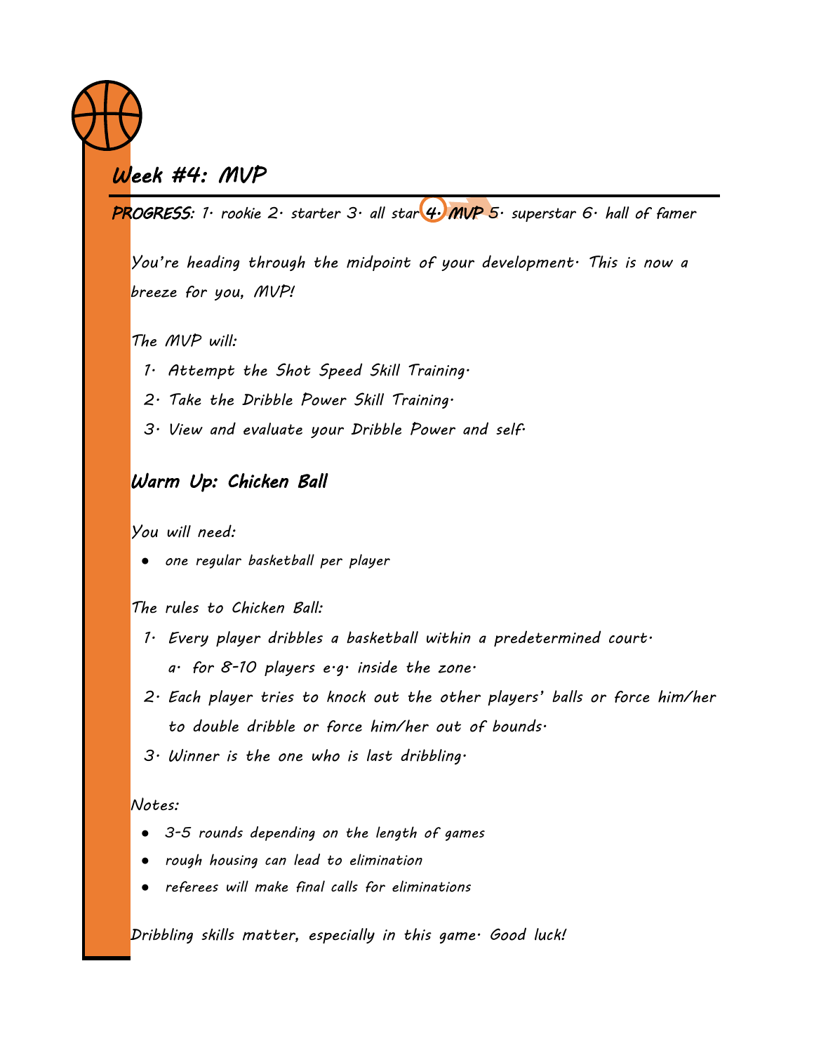## Week #4: MVP

**PROGRESS**: 1. rookie 2. starter 3. all star **4. MVP** 5. superstar 6. hall of famer

You're heading through the midpoint of your development. This is now a breeze for you, MVP!

The MVP will:

1. Attempt the Shot Speed Skill Training.
2. Take the Dribble Power Skill Training.
3. View and evaluate your Dribble Power and self.

### Warm Up: Chicken Ball

You will need:

- one regular basketball per player

The rules to Chicken Ball:

1. Every player dribbles a basketball within a predetermined court.
   a. for 8-10 players e.g. inside the zone.
2. Each player tries to knock out the other players' balls or force him/her to double dribble or force him/her out of bounds.
3. Winner is the one who is last dribbling.

Notes:

- 3-5 rounds depending on the length of games
- rough housing can lead to elimination
- referees will make final calls for eliminations

Dribbling skills matter, especially in this game. Good luck!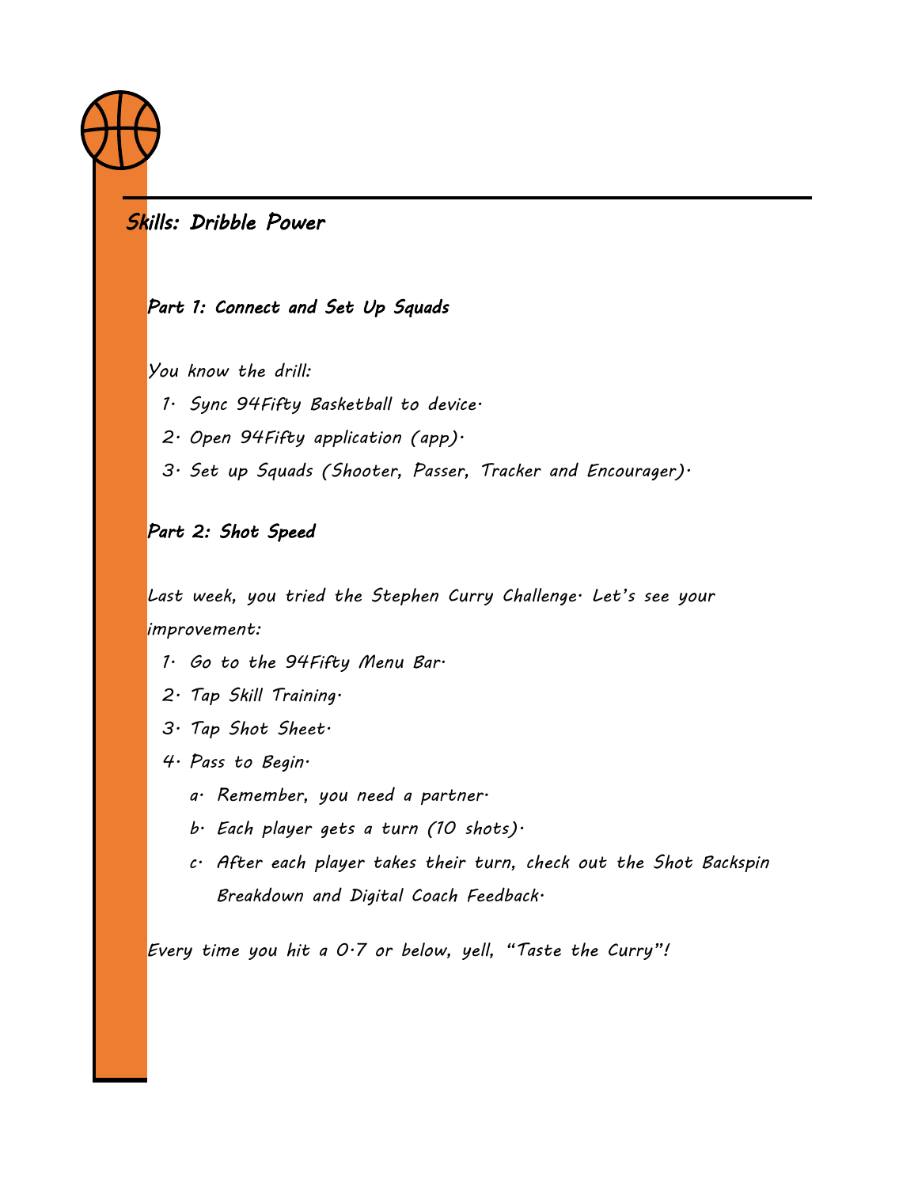## Skills: Dribble Power

### Part 1: Connect and Set Up Squads

You know the drill:

1. Sync 94Fifty Basketball to device.
2. Open 94Fifty application (app).
3. Set up Squads (Shooter, Passer, Tracker and Encourager).

### Part 2: Shot Speed

Last week, you tried the Stephen Curry Challenge. Let's see your improvement:

1. Go to the 94Fifty Menu Bar.
2. Tap Skill Training.
3. Tap Shot Sheet.
4. Pass to Begin.
   a. Remember, you need a partner.
   b. Each player gets a turn (10 shots).
   c. After each player takes their turn, check out the Shot Backspin Breakdown and Digital Coach Feedback.

Every time you hit a 0.7 or below, yell, "Taste the Curry"!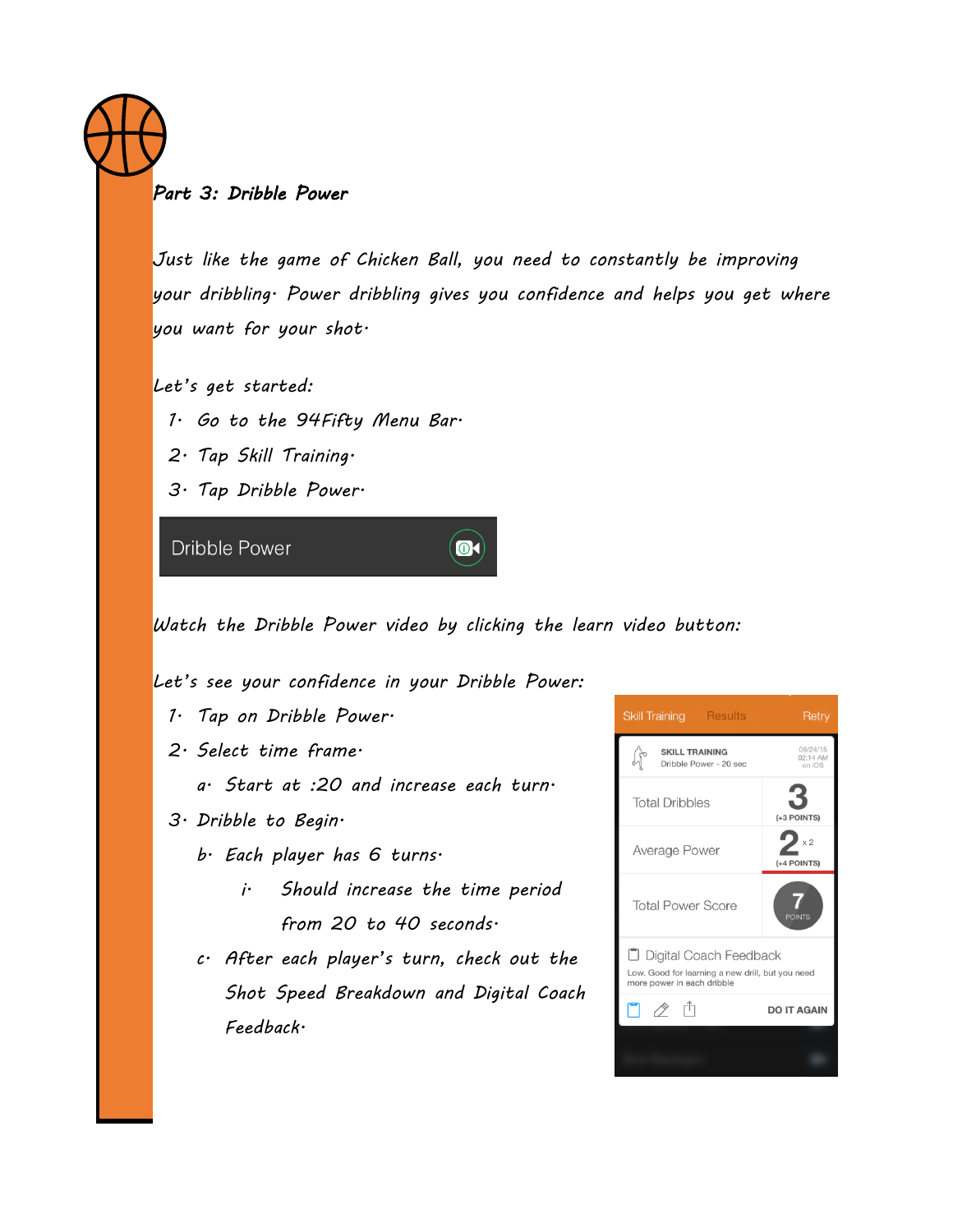## Part 3: Dribble Power

Just like the game of Chicken Ball, you need to constantly be improving your dribbling. Power dribbling gives you confidence and helps you get where you want for your shot.

Let's get started:

1. Go to the 94Fifty Menu Bar.
2. Tap Skill Training.
3. Tap Dribble Power.

Dribble Power

Watch the Dribble Power video by clicking the learn video button:

Let's see your confidence in your Dribble Power:

1. Tap on Dribble Power.
2. Select time frame.
   a. Start at :20 and increase each turn.
3. Dribble to Begin.
   b. Each player has 6 turns.
      i. Should increase the time period from 20 to 40 seconds.
   c. After each player's turn, check out the Shot Speed Breakdown and Digital Coach Feedback.

Skill Training | Results | Retry

SKILL TRAINING
Dribble Power - 20 sec
08/24/15 02:14 AM on iOS

| | |
|---|---|
| Total Dribbles | 3 (+3 POINTS) |
| Average Power | 2 x 2 (+4 POINTS) |
| Total Power Score | 7 POINTS |

Digital Coach Feedback
Low. Good for learning a new drill, but you need more power in each dribble

DO IT AGAIN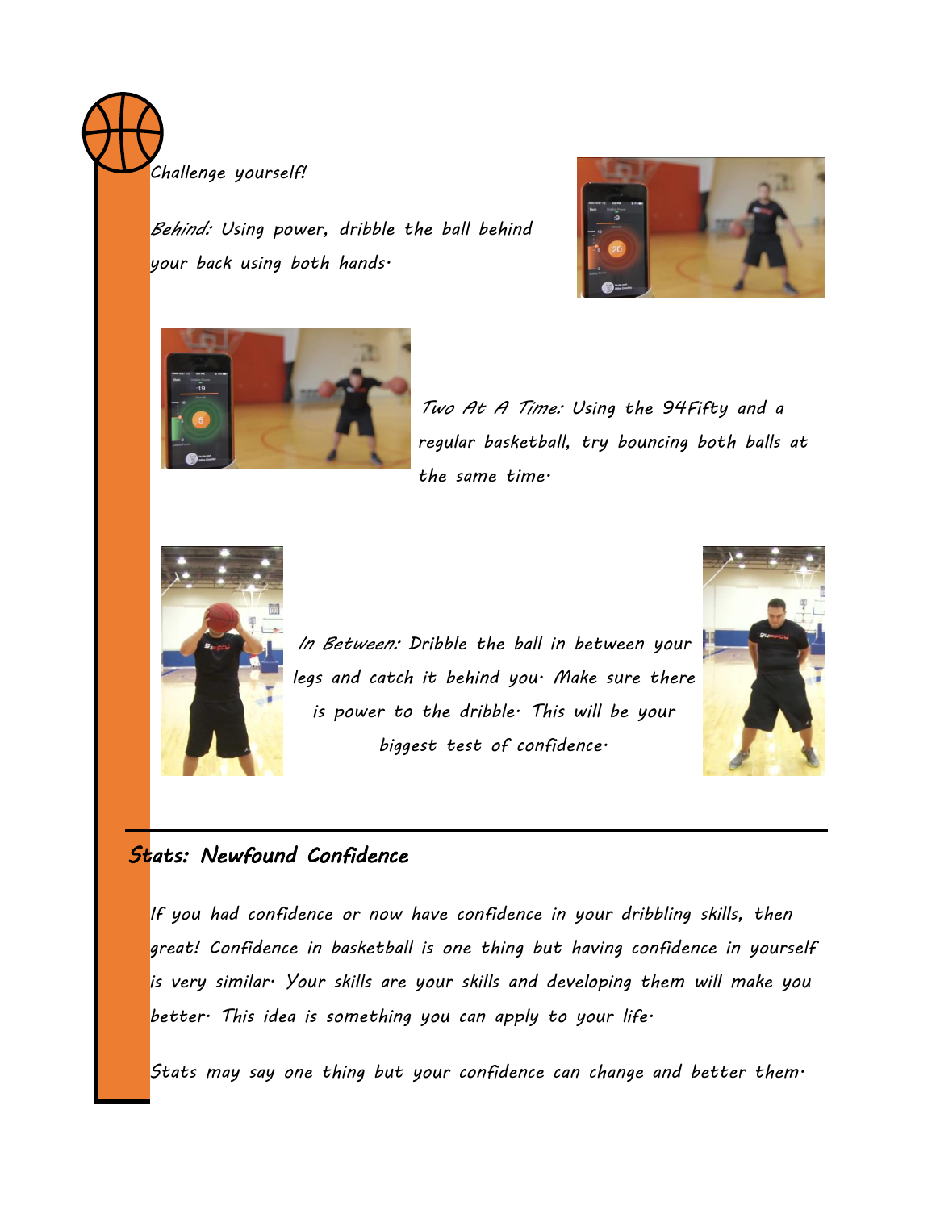*Challenge yourself!*

*Behind:* Using power, dribble the ball behind your back using both hands.

*Two At A Time:* Using the 94Fifty and a regular basketball, try bouncing both balls at the same time.

*In Between:* Dribble the ball in between your legs and catch it behind you. Make sure there is power to the dribble. This will be your biggest test of confidence.

## Stats: Newfound Confidence

If you had confidence or now have confidence in your dribbling skills, then great! Confidence in basketball is one thing but having confidence in yourself is very similar. Your skills are your skills and developing them will make you better. This idea is something you can apply to your life.

Stats may say one thing but your confidence can change and better them.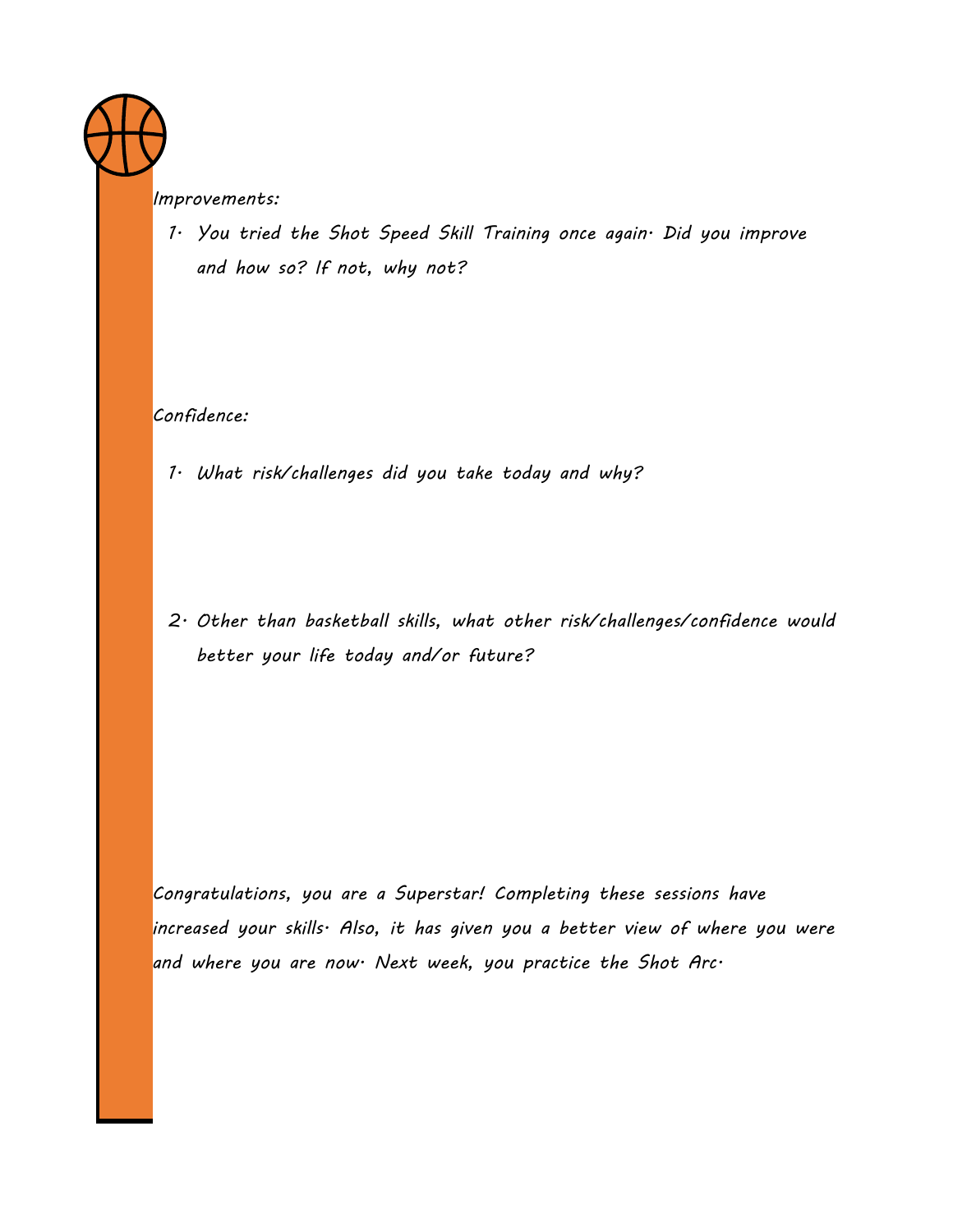Improvements:

1. You tried the Shot Speed Skill Training once again. Did you improve and how so? If not, why not?

Confidence:

1. What risk/challenges did you take today and why?

2. Other than basketball skills, what other risk/challenges/confidence would better your life today and/or future?

Congratulations, you are a Superstar! Completing these sessions have increased your skills. Also, it has given you a better view of where you were and where you are now. Next week, you practice the Shot Arc.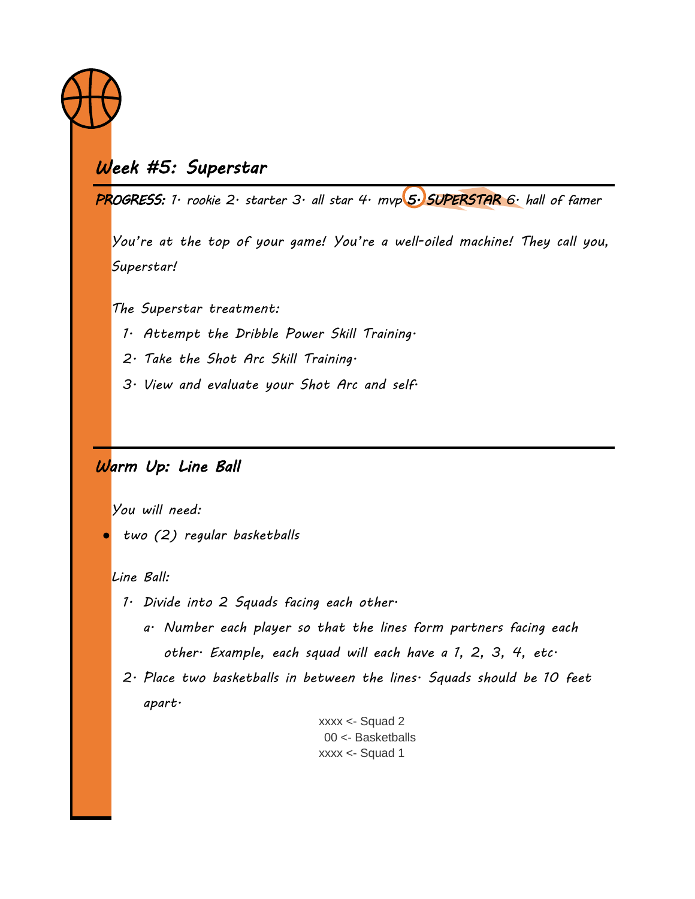## Week #5: Superstar

**PROGRESS:** 1. rookie 2. starter 3. all star 4. mvp **5. SUPERSTAR** 6. hall of famer

You're at the top of your game! You're a well-oiled machine! They call you, Superstar!

The Superstar treatment:

1. Attempt the Dribble Power Skill Training.
2. Take the Shot Arc Skill Training.
3. View and evaluate your Shot Arc and self.

## Warm Up: Line Ball

You will need:

- two (2) regular basketballs

Line Ball:

1. Divide into 2 Squads facing each other.
   a. Number each player so that the lines form partners facing each other. Example, each squad will each have a 1, 2, 3, 4, etc.
2. Place two basketballs in between the lines. Squads should be 10 feet apart.

```
xxxx <- Squad 2
 00 <- Basketballs
xxxx <- Squad 1
```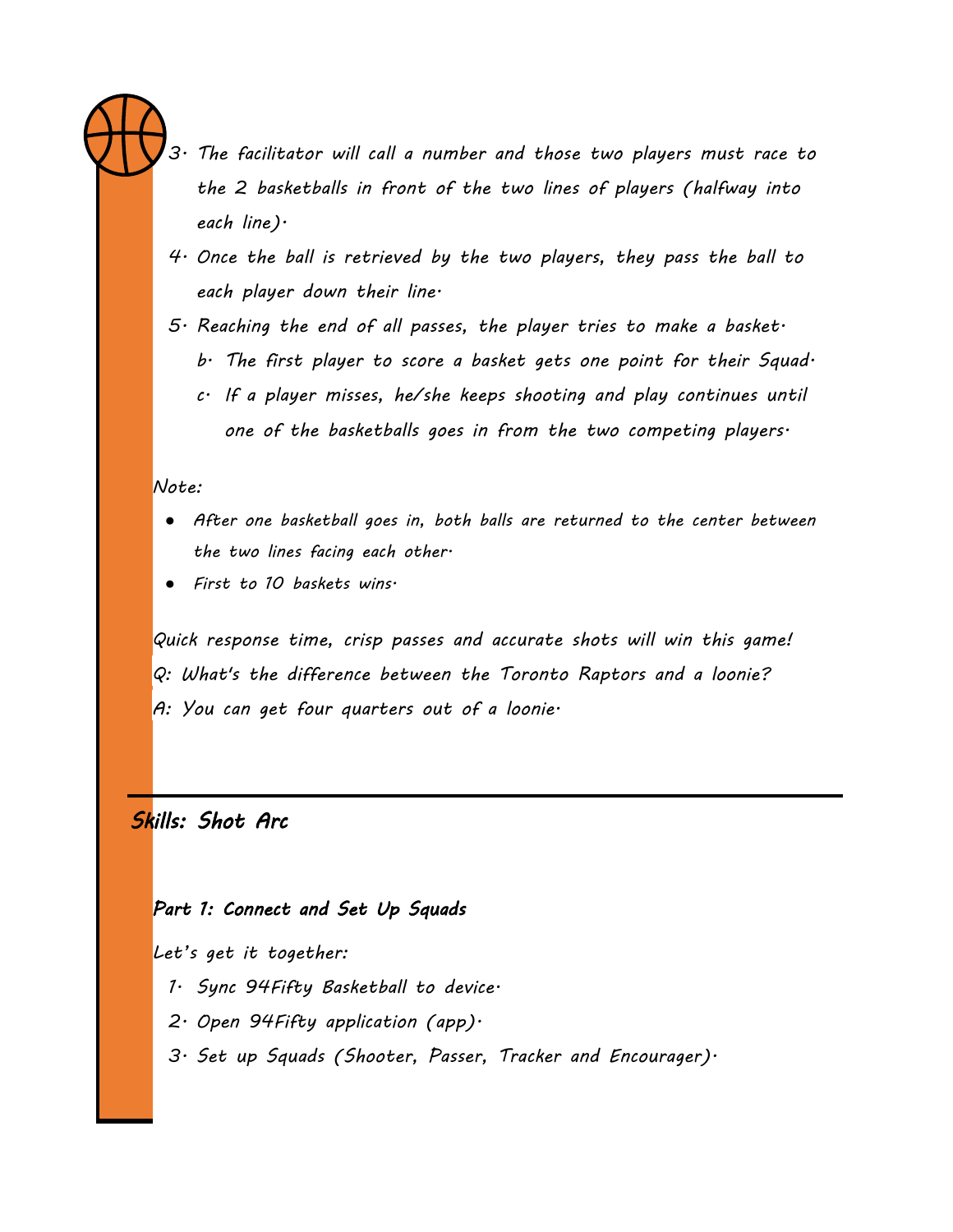3. The facilitator will call a number and those two players must race to the 2 basketballs in front of the two lines of players (halfway into each line).
4. Once the ball is retrieved by the two players, they pass the ball to each player down their line.
5. Reaching the end of all passes, the player tries to make a basket.
   b. The first player to score a basket gets one point for their Squad.
   c. If a player misses, he/she keeps shooting and play continues until one of the basketballs goes in from the two competing players.

Note:

- After one basketball goes in, both balls are returned to the center between the two lines facing each other.
- First to 10 baskets wins.

Quick response time, crisp passes and accurate shots will win this game!

Q: What's the difference between the Toronto Raptors and a loonie?

A: You can get four quarters out of a loonie.

---

## Skills: Shot Arc

### Part 1: Connect and Set Up Squads

Let's get it together:

1. Sync 94Fifty Basketball to device.
2. Open 94Fifty application (app).
3. Set up Squads (Shooter, Passer, Tracker and Encourager).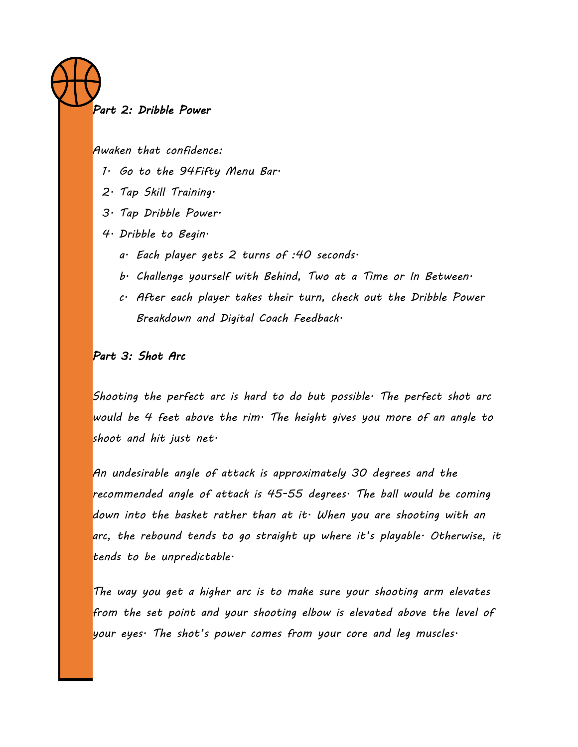## Part 2: Dribble Power

Awaken that confidence:

1. Go to the 94Fifty Menu Bar.
2. Tap Skill Training.
3. Tap Dribble Power.
4. Dribble to Begin.
   a. Each player gets 2 turns of :40 seconds.
   b. Challenge yourself with Behind, Two at a Time or In Between.
   c. After each player takes their turn, check out the Dribble Power Breakdown and Digital Coach Feedback.

## Part 3: Shot Arc

Shooting the perfect arc is hard to do but possible. The perfect shot arc would be 4 feet above the rim. The height gives you more of an angle to shoot and hit just net.

An undesirable angle of attack is approximately 30 degrees and the recommended angle of attack is 45-55 degrees. The ball would be coming down into the basket rather than at it. When you are shooting with an arc, the rebound tends to go straight up where it's playable. Otherwise, it tends to be unpredictable.

The way you get a higher arc is to make sure your shooting arm elevates from the set point and your shooting elbow is elevated above the level of your eyes. The shot's power comes from your core and leg muscles.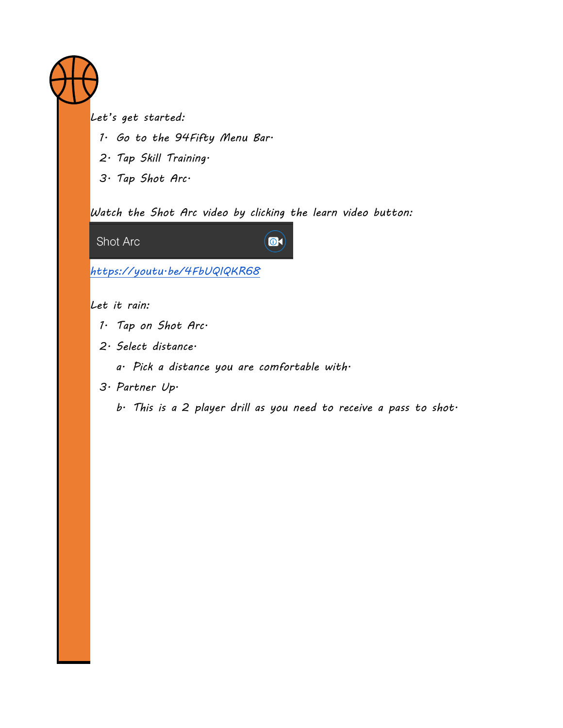Let's get started:

1. Go to the 94Fifty Menu Bar.
2. Tap Skill Training.
3. Tap Shot Arc.

Watch the Shot Arc video by clicking the learn video button:

Shot Arc

https://youtu.be/4FbUQlQKR68

Let it rain:

1. Tap on Shot Arc.
2. Select distance.
   a. Pick a distance you are comfortable with.
3. Partner Up.
   b. This is a 2 player drill as you need to receive a pass to shot.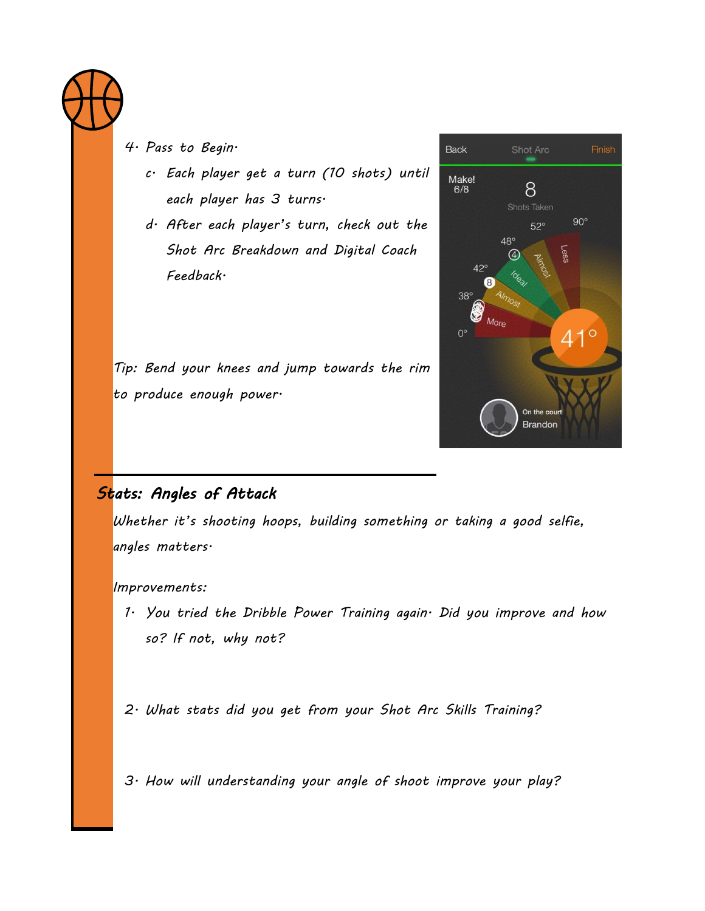4. Pass to Begin.
    c. Each player get a turn (10 shots) until each player has 3 turns.
    d. After each player's turn, check out the Shot Arc Breakdown and Digital Coach Feedback.

Tip: Bend your knees and jump towards the rim to produce enough power.

## Stats: Angles of Attack

Whether it's shooting hoops, building something or taking a good selfie, angles matters.

Improvements:

1. You tried the Dribble Power Training again. Did you improve and how so? If not, why not?

2. What stats did you get from your Shot Arc Skills Training?

3. How will understanding your angle of shoot improve your play?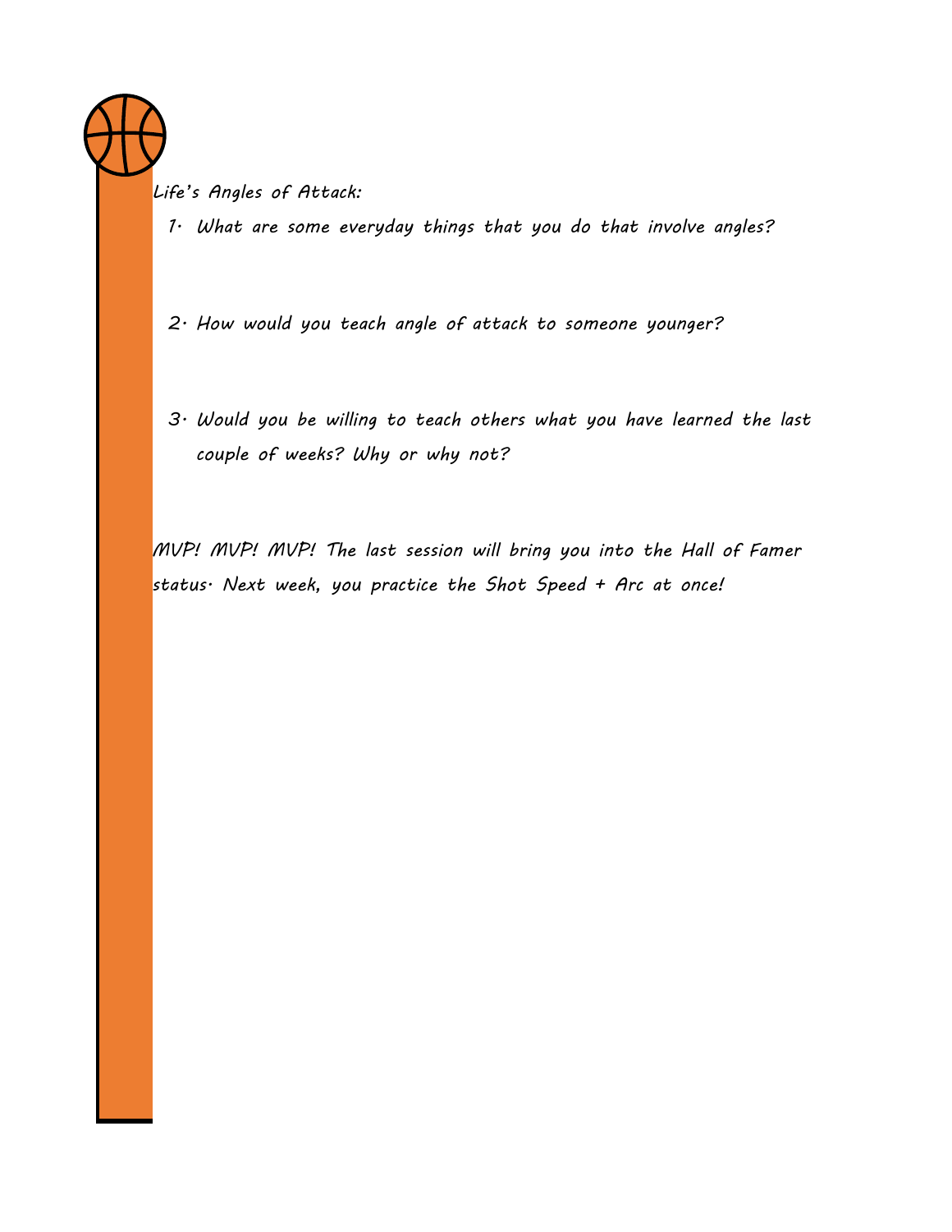Life's Angles of Attack:

1. What are some everyday things that you do that involve angles?

2. How would you teach angle of attack to someone younger?

3. Would you be willing to teach others what you have learned the last couple of weeks? Why or why not?

MVP! MVP! MVP! The last session will bring you into the Hall of Famer status. Next week, you practice the Shot Speed + Arc at once!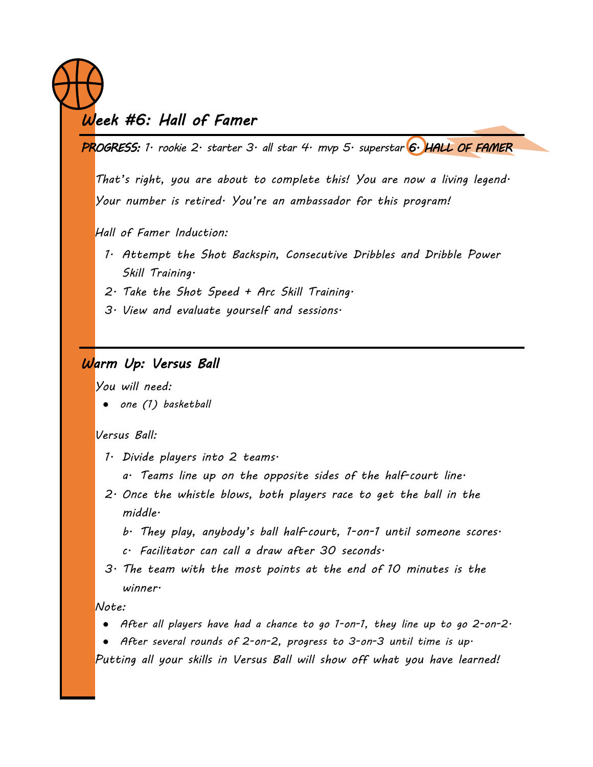## Week #6: Hall of Famer

**PROGRESS:** 1. rookie 2. starter 3. all star 4. mvp 5. superstar **6. HALL OF FAMER**

That's right, you are about to complete this! You are now a living legend. Your number is retired. You're an ambassador for this program!

Hall of Famer Induction:

1. Attempt the Shot Backspin, Consecutive Dribbles and Dribble Power Skill Training.
2. Take the Shot Speed + Arc Skill Training.
3. View and evaluate yourself and sessions.

---

## Warm Up: Versus Ball

You will need:

- one (1) basketball

Versus Ball:

1. Divide players into 2 teams.
   a. Teams line up on the opposite sides of the half-court line.
2. Once the whistle blows, both players race to get the ball in the middle.
   b. They play, anybody's ball half-court, 1-on-1 until someone scores.
   c. Facilitator can call a draw after 30 seconds.
3. The team with the most points at the end of 10 minutes is the winner.

Note:

- After all players have had a chance to go 1-on-1, they line up to go 2-on-2.
- After several rounds of 2-on-2, progress to 3-on-3 until time is up.

Putting all your skills in Versus Ball will show off what you have learned!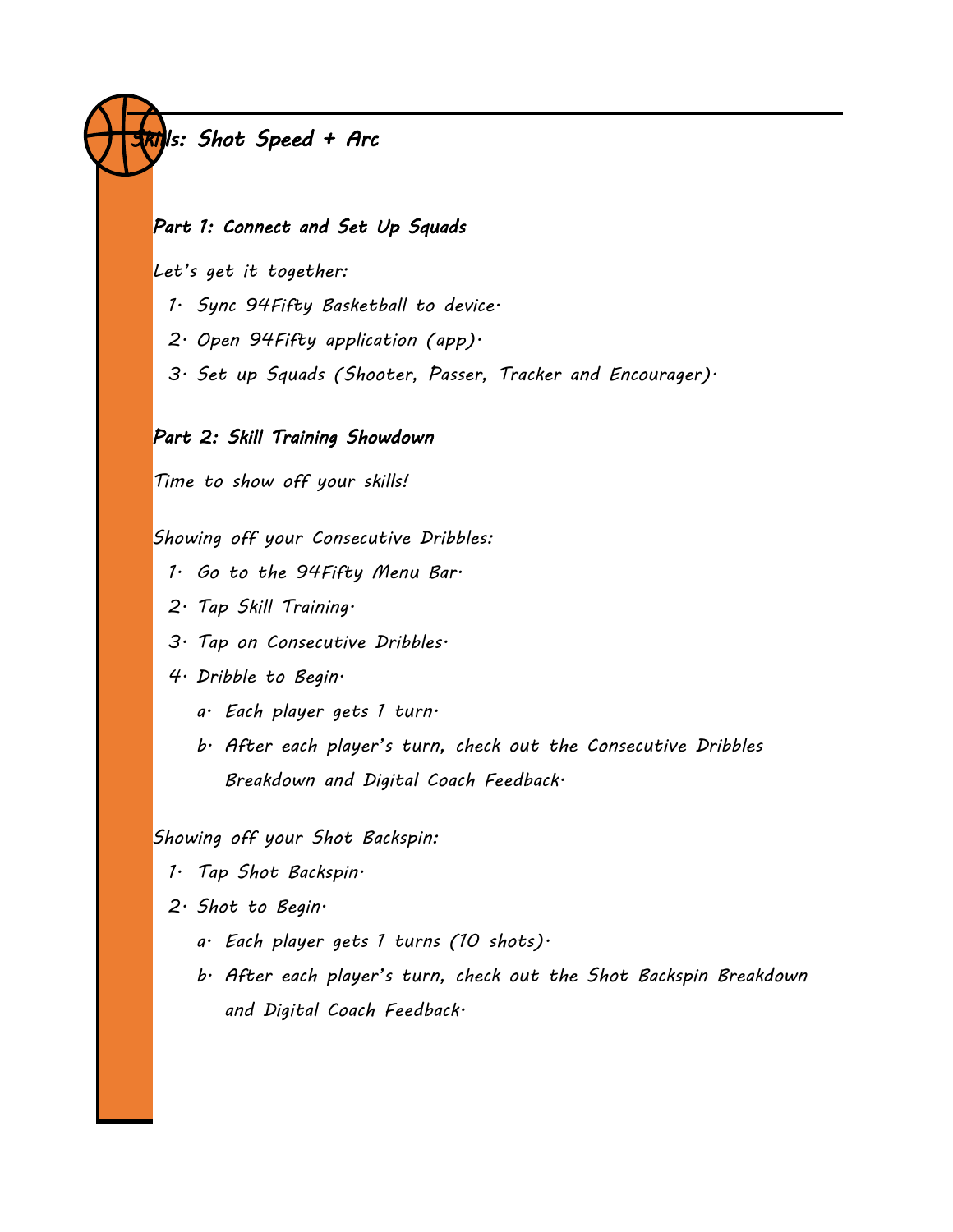# Skills: Shot Speed + Arc

## Part 1: Connect and Set Up Squads

Let's get it together:

1. Sync 94Fifty Basketball to device.
2. Open 94Fifty application (app).
3. Set up Squads (Shooter, Passer, Tracker and Encourager).

## Part 2: Skill Training Showdown

Time to show off your skills!

Showing off your Consecutive Dribbles:

1. Go to the 94Fifty Menu Bar.
2. Tap Skill Training.
3. Tap on Consecutive Dribbles.
4. Dribble to Begin.
   a. Each player gets 1 turn.
   b. After each player's turn, check out the Consecutive Dribbles Breakdown and Digital Coach Feedback.

Showing off your Shot Backspin:

1. Tap Shot Backspin.
2. Shot to Begin.
   a. Each player gets 1 turns (10 shots).
   b. After each player's turn, check out the Shot Backspin Breakdown and Digital Coach Feedback.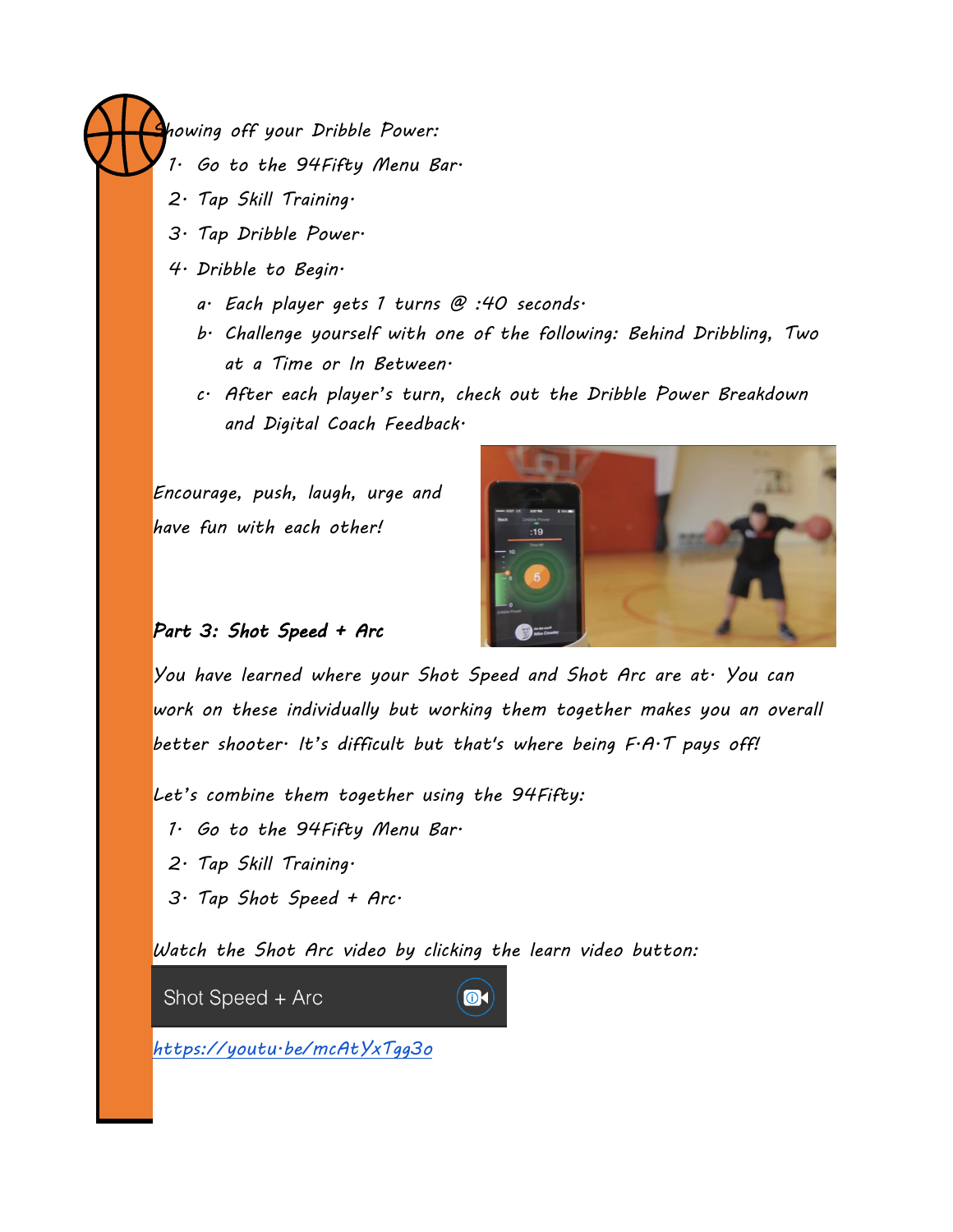Showing off your Dribble Power:

1. Go to the 94Fifty Menu Bar.
2. Tap Skill Training.
3. Tap Dribble Power.
4. Dribble to Begin.
   a. Each player gets 1 turns @ :40 seconds.
   b. Challenge yourself with one of the following: Behind Dribbling, Two at a Time or In Between.
   c. After each player's turn, check out the Dribble Power Breakdown and Digital Coach Feedback.

Encourage, push, laugh, urge and have fun with each other!

**Part 3: Shot Speed + Arc**

You have learned where your Shot Speed and Shot Arc are at. You can work on these individually but working them together makes you an overall better shooter. It's difficult but that's where being F.A.T pays off!

Let's combine them together using the 94Fifty:

1. Go to the 94Fifty Menu Bar.
2. Tap Skill Training.
3. Tap Shot Speed + Arc.

Watch the Shot Arc video by clicking the learn video button:

Shot Speed + Arc

https://youtu.be/mcAtYxTgg3o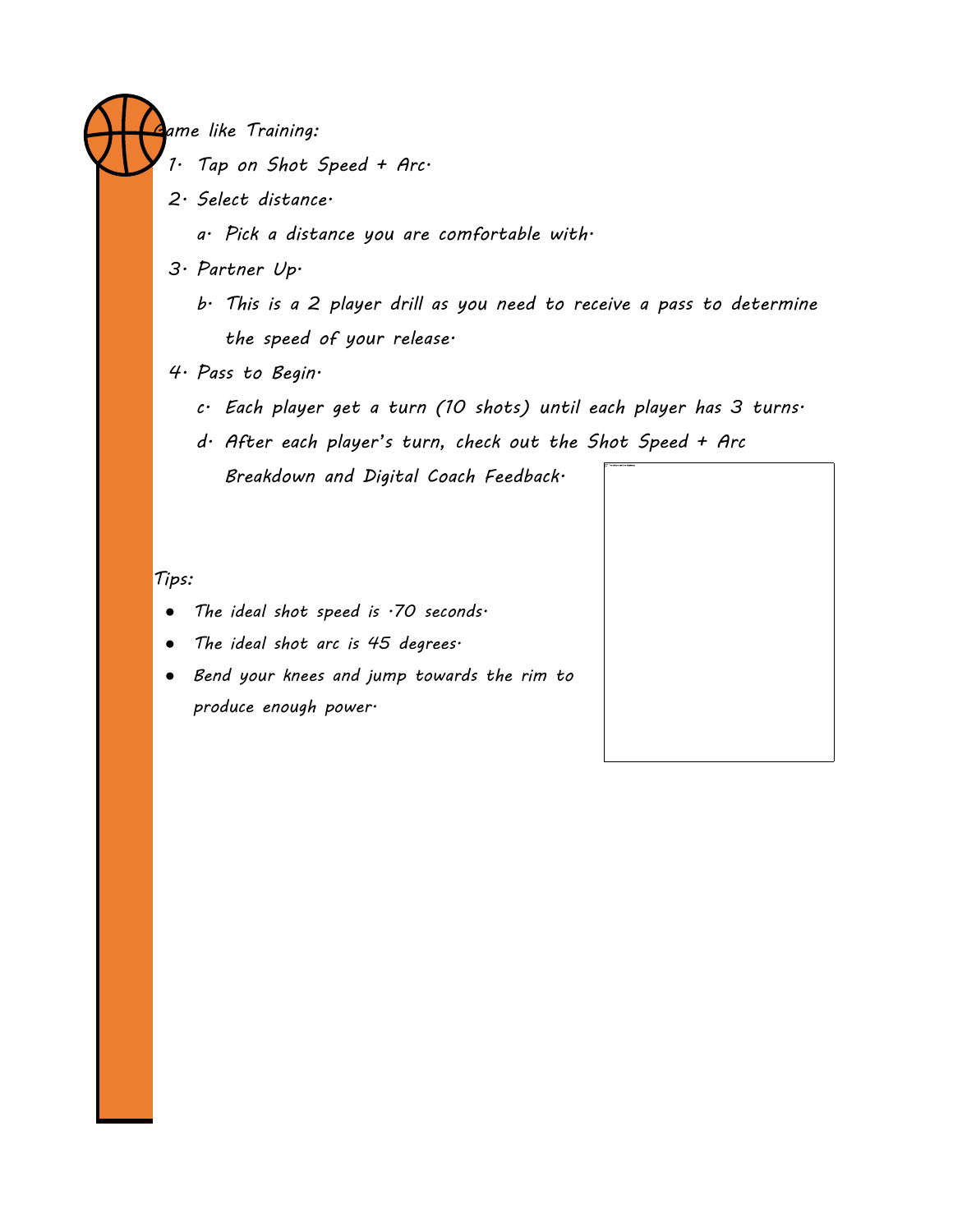*Game like Training:*

1. *Tap on Shot Speed + Arc.*
2. *Select distance.*
    a. *Pick a distance you are comfortable with.*
3. *Partner Up.*
    b. *This is a 2 player drill as you need to receive a pass to determine the speed of your release.*
4. *Pass to Begin.*
    c. *Each player get a turn (10 shots) until each player has 3 turns.*
    d. *After each player's turn, check out the Shot Speed + Arc Breakdown and Digital Coach Feedback.*

*Tips:*

- *The ideal shot speed is .70 seconds.*
- *The ideal shot arc is 45 degrees.*
- *Bend your knees and jump towards the rim to produce enough power.*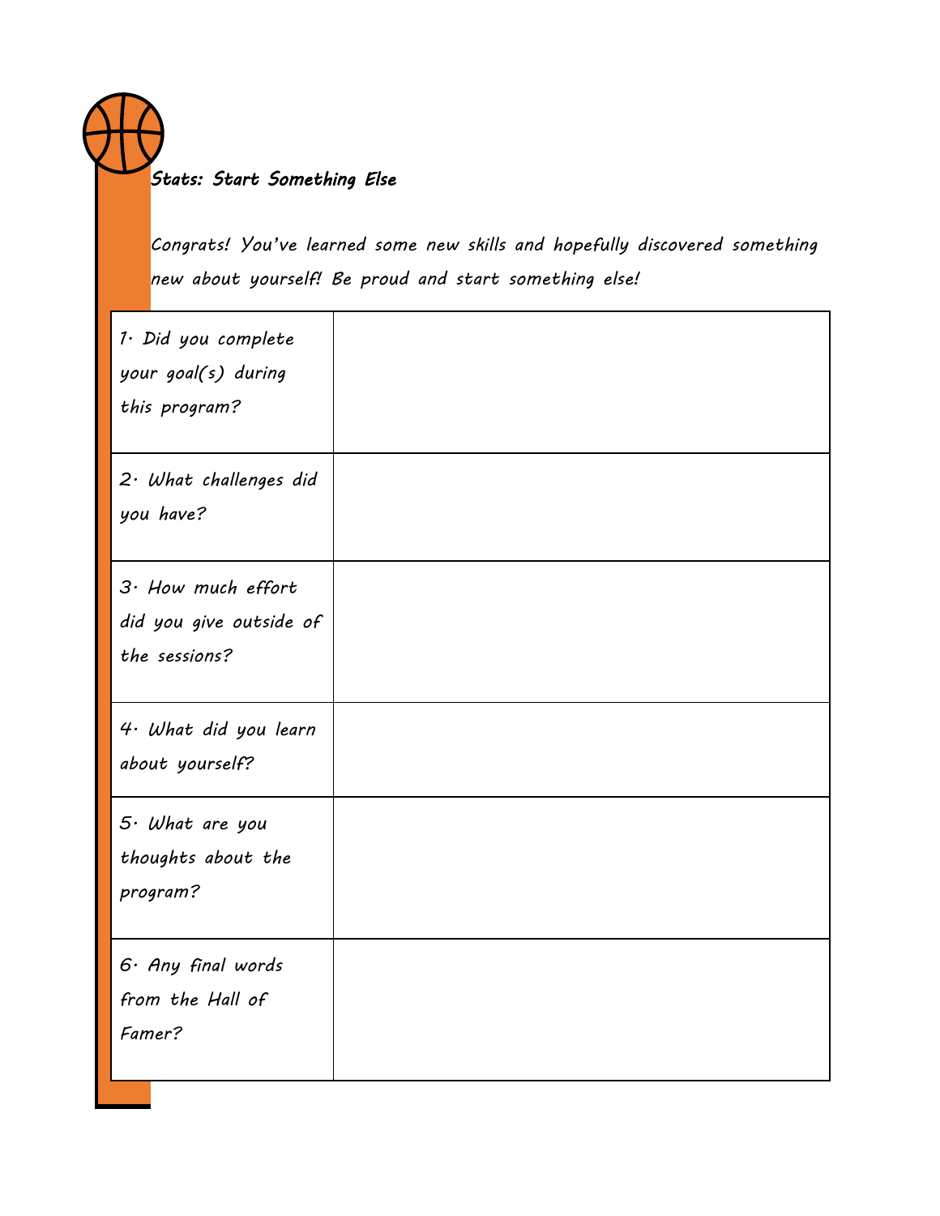## Stats: Start Something Else

*Congrats! You've learned some new skills and hopefully discovered something new about yourself! Be proud and start something else!*

| | |
|---|---|
| 1. Did you complete your goal(s) during this program? | |
| 2. What challenges did you have? | |
| 3. How much effort did you give outside of the sessions? | |
| 4. What did you learn about yourself? | |
| 5. What are you thoughts about the program? | |
| 6. Any final words from the Hall of Famer? | |